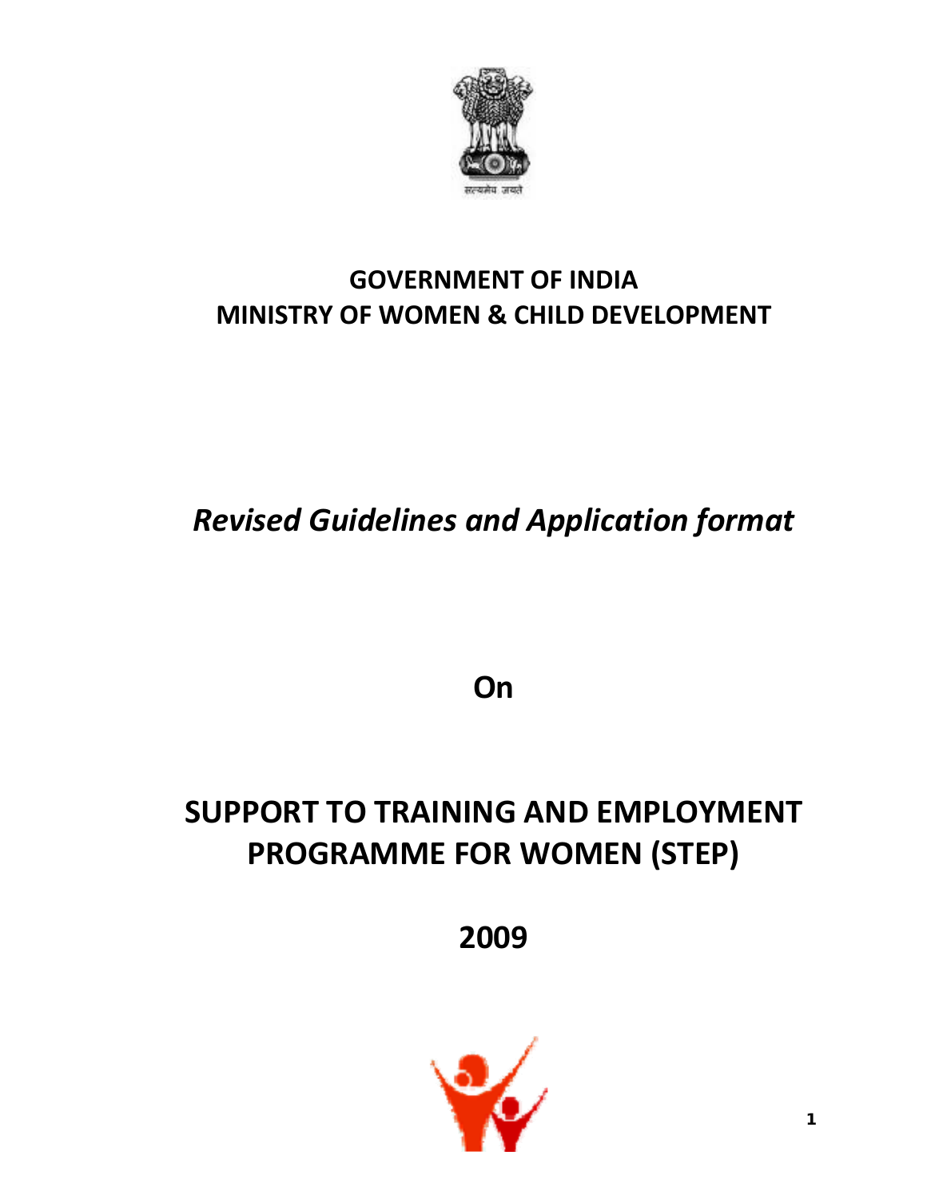सत्यमेव जयते

# GOVERNMENT OF INDIA
# MINISTRY OF WOMEN & CHILD DEVELOPMENT

## *Revised Guidelines and Application format*

## On

# SUPPORT TO TRAINING AND EMPLOYMENT PROGRAMME FOR WOMEN (STEP)

## 2009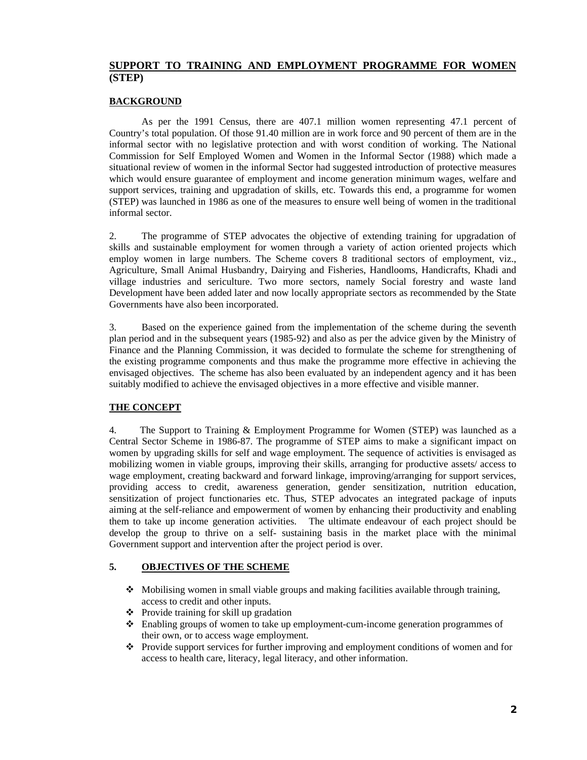## SUPPORT TO TRAINING AND EMPLOYMENT PROGRAMME FOR WOMEN (STEP)

### BACKGROUND

As per the 1991 Census, there are 407.1 million women representing 47.1 percent of Country's total population. Of those 91.40 million are in work force and 90 percent of them are in the informal sector with no legislative protection and with worst condition of working. The National Commission for Self Employed Women and Women in the Informal Sector (1988) which made a situational review of women in the informal Sector had suggested introduction of protective measures which would ensure guarantee of employment and income generation minimum wages, welfare and support services, training and upgradation of skills, etc. Towards this end, a programme for women (STEP) was launched in 1986 as one of the measures to ensure well being of women in the traditional informal sector.

2. The programme of STEP advocates the objective of extending training for upgradation of skills and sustainable employment for women through a variety of action oriented projects which employ women in large numbers. The Scheme covers 8 traditional sectors of employment, viz., Agriculture, Small Animal Husbandry, Dairying and Fisheries, Handlooms, Handicrafts, Khadi and village industries and sericulture. Two more sectors, namely Social forestry and waste land Development have been added later and now locally appropriate sectors as recommended by the State Governments have also been incorporated.

3. Based on the experience gained from the implementation of the scheme during the seventh plan period and in the subsequent years (1985-92) and also as per the advice given by the Ministry of Finance and the Planning Commission, it was decided to formulate the scheme for strengthening of the existing programme components and thus make the programme more effective in achieving the envisaged objectives. The scheme has also been evaluated by an independent agency and it has been suitably modified to achieve the envisaged objectives in a more effective and visible manner.

### THE CONCEPT

4. The Support to Training & Employment Programme for Women (STEP) was launched as a Central Sector Scheme in 1986-87. The programme of STEP aims to make a significant impact on women by upgrading skills for self and wage employment. The sequence of activities is envisaged as mobilizing women in viable groups, improving their skills, arranging for productive assets/ access to wage employment, creating backward and forward linkage, improving/arranging for support services, providing access to credit, awareness generation, gender sensitization, nutrition education, sensitization of project functionaries etc. Thus, STEP advocates an integrated package of inputs aiming at the self-reliance and empowerment of women by enhancing their productivity and enabling them to take up income generation activities. The ultimate endeavour of each project should be develop the group to thrive on a self- sustaining basis in the market place with the minimal Government support and intervention after the project period is over.

### 5. OBJECTIVES OF THE SCHEME

- Mobilising women in small viable groups and making facilities available through training, access to credit and other inputs.
- Provide training for skill up gradation
- Enabling groups of women to take up employment-cum-income generation programmes of their own, or to access wage employment.
- Provide support services for further improving and employment conditions of women and for access to health care, literacy, legal literacy, and other information.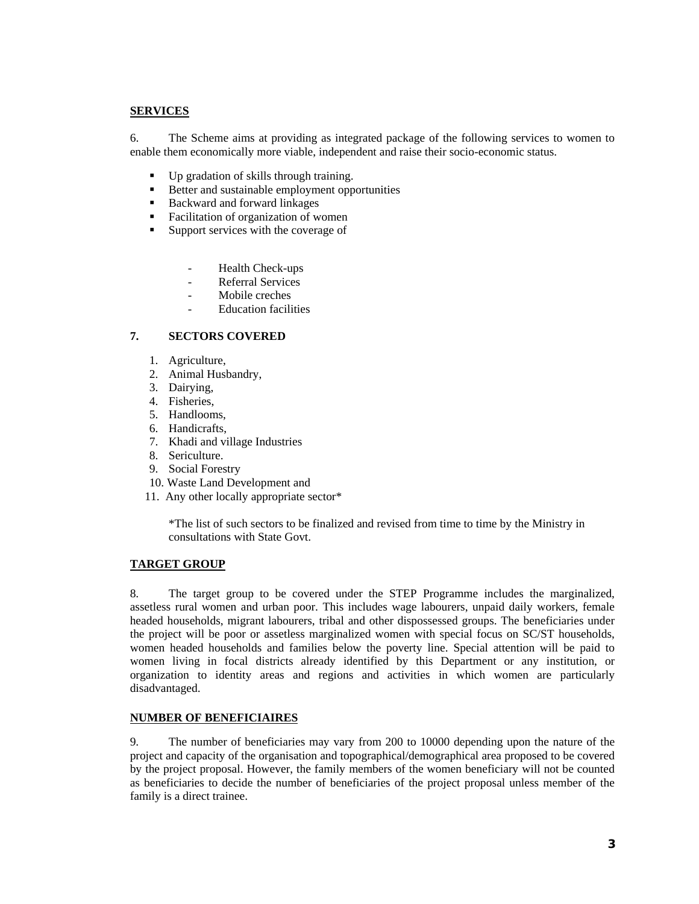## SERVICES

6. The Scheme aims at providing as integrated package of the following services to women to enable them economically more viable, independent and raise their socio-economic status.

- Up gradation of skills through training.
- Better and sustainable employment opportunities
- Backward and forward linkages
- Facilitation of organization of women
- Support services with the coverage of
  - Health Check-ups
  - Referral Services
  - Mobile creches
  - Education facilities

## 7. SECTORS COVERED

1. Agriculture,
2. Animal Husbandry,
3. Dairying,
4. Fisheries,
5. Handlooms,
6. Handicrafts,
7. Khadi and village Industries
8. Sericulture.
9. Social Forestry
10. Waste Land Development and
11. Any other locally appropriate sector*

*The list of such sectors to be finalized and revised from time to time by the Ministry in consultations with State Govt.

## TARGET GROUP

8. The target group to be covered under the STEP Programme includes the marginalized, assetless rural women and urban poor. This includes wage labourers, unpaid daily workers, female headed households, migrant labourers, tribal and other dispossessed groups. The beneficiaries under the project will be poor or assetless marginalized women with special focus on SC/ST households, women headed households and families below the poverty line. Special attention will be paid to women living in focal districts already identified by this Department or any institution, or organization to identity areas and regions and activities in which women are particularly disadvantaged.

## NUMBER OF BENEFICIAIRES

9. The number of beneficiaries may vary from 200 to 10000 depending upon the nature of the project and capacity of the organisation and topographical/demographical area proposed to be covered by the project proposal. However, the family members of the women beneficiary will not be counted as beneficiaries to decide the number of beneficiaries of the project proposal unless member of the family is a direct trainee.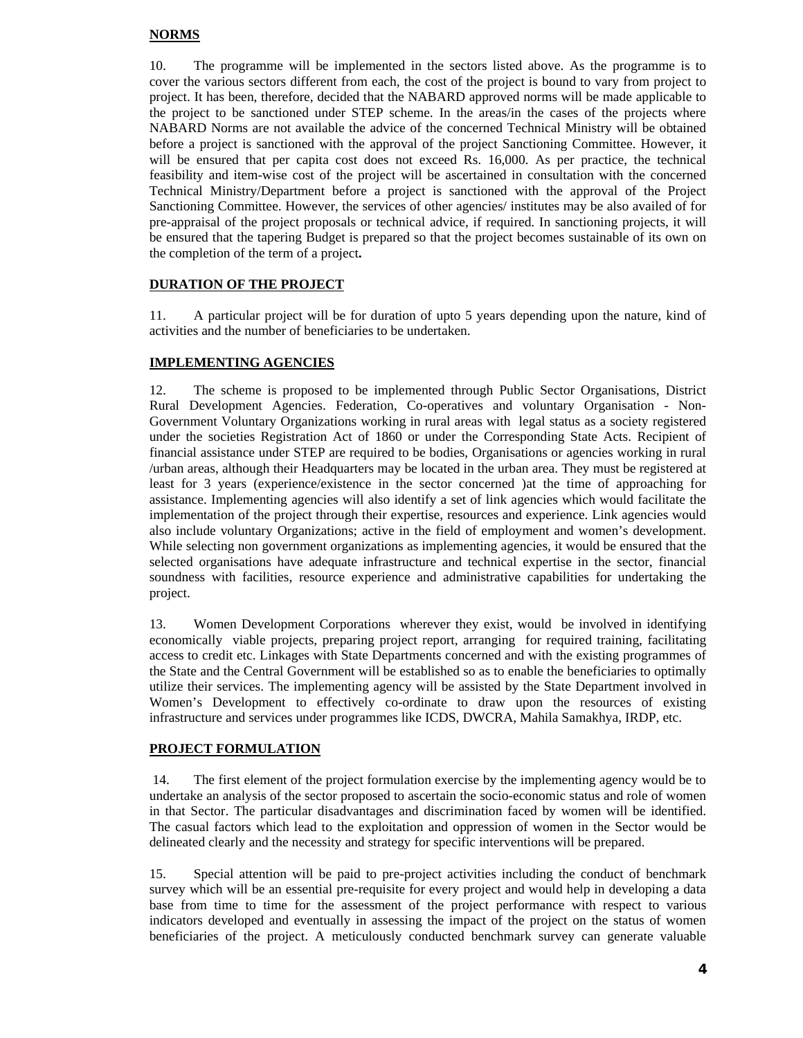## NORMS

10. The programme will be implemented in the sectors listed above. As the programme is to cover the various sectors different from each, the cost of the project is bound to vary from project to project. It has been, therefore, decided that the NABARD approved norms will be made applicable to the project to be sanctioned under STEP scheme. In the areas/in the cases of the projects where NABARD Norms are not available the advice of the concerned Technical Ministry will be obtained before a project is sanctioned with the approval of the project Sanctioning Committee. However, it will be ensured that per capita cost does not exceed Rs. 16,000. As per practice, the technical feasibility and item-wise cost of the project will be ascertained in consultation with the concerned Technical Ministry/Department before a project is sanctioned with the approval of the Project Sanctioning Committee. However, the services of other agencies/ institutes may be also availed of for pre-appraisal of the project proposals or technical advice, if required. In sanctioning projects, it will be ensured that the tapering Budget is prepared so that the project becomes sustainable of its own on the completion of the term of a project**.**

## DURATION OF THE PROJECT

11. A particular project will be for duration of upto 5 years depending upon the nature, kind of activities and the number of beneficiaries to be undertaken.

## IMPLEMENTING AGENCIES

12. The scheme is proposed to be implemented through Public Sector Organisations, District Rural Development Agencies. Federation, Co-operatives and voluntary Organisation - Non-Government Voluntary Organizations working in rural areas with legal status as a society registered under the societies Registration Act of 1860 or under the Corresponding State Acts. Recipient of financial assistance under STEP are required to be bodies, Organisations or agencies working in rural /urban areas, although their Headquarters may be located in the urban area. They must be registered at least for 3 years (experience/existence in the sector concerned )at the time of approaching for assistance. Implementing agencies will also identify a set of link agencies which would facilitate the implementation of the project through their expertise, resources and experience. Link agencies would also include voluntary Organizations; active in the field of employment and women's development. While selecting non government organizations as implementing agencies, it would be ensured that the selected organisations have adequate infrastructure and technical expertise in the sector, financial soundness with facilities, resource experience and administrative capabilities for undertaking the project.

13. Women Development Corporations wherever they exist, would be involved in identifying economically viable projects, preparing project report, arranging for required training, facilitating access to credit etc. Linkages with State Departments concerned and with the existing programmes of the State and the Central Government will be established so as to enable the beneficiaries to optimally utilize their services. The implementing agency will be assisted by the State Department involved in Women's Development to effectively co-ordinate to draw upon the resources of existing infrastructure and services under programmes like ICDS, DWCRA, Mahila Samakhya, IRDP, etc.

## PROJECT FORMULATION

14. The first element of the project formulation exercise by the implementing agency would be to undertake an analysis of the sector proposed to ascertain the socio-economic status and role of women in that Sector. The particular disadvantages and discrimination faced by women will be identified. The casual factors which lead to the exploitation and oppression of women in the Sector would be delineated clearly and the necessity and strategy for specific interventions will be prepared.

15. Special attention will be paid to pre-project activities including the conduct of benchmark survey which will be an essential pre-requisite for every project and would help in developing a data base from time to time for the assessment of the project performance with respect to various indicators developed and eventually in assessing the impact of the project on the status of women beneficiaries of the project. A meticulously conducted benchmark survey can generate valuable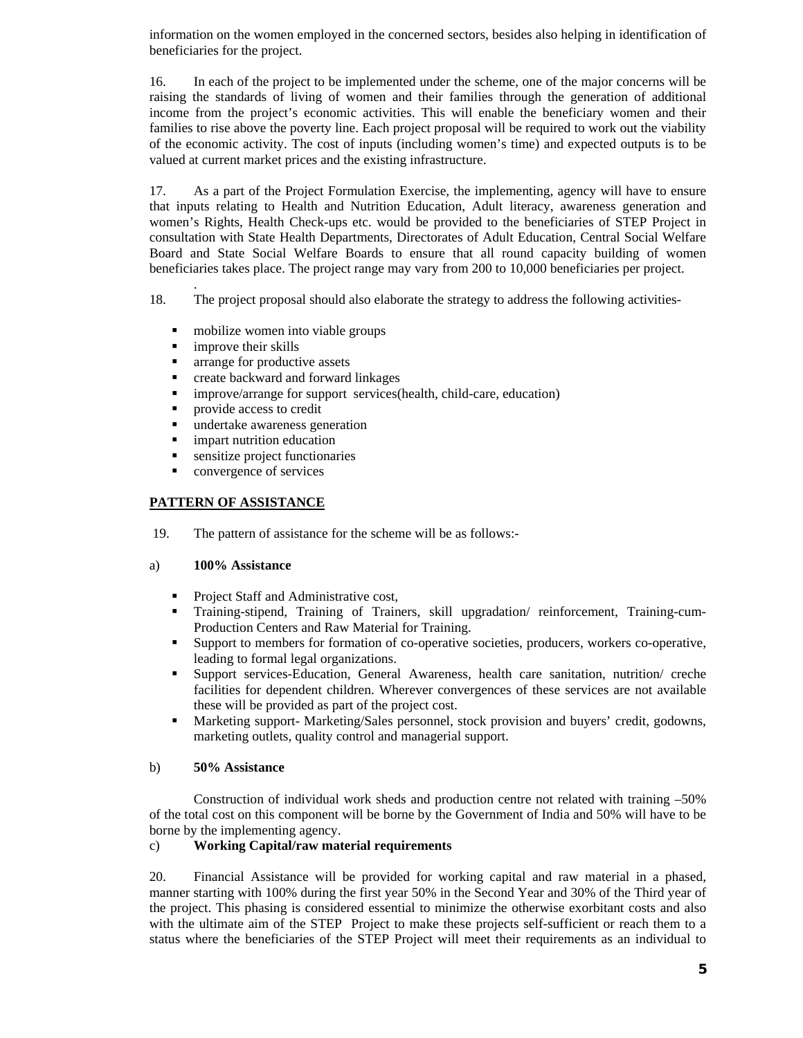information on the women employed in the concerned sectors, besides also helping in identification of beneficiaries for the project.

16. In each of the project to be implemented under the scheme, one of the major concerns will be raising the standards of living of women and their families through the generation of additional income from the project's economic activities. This will enable the beneficiary women and their families to rise above the poverty line. Each project proposal will be required to work out the viability of the economic activity. The cost of inputs (including women's time) and expected outputs is to be valued at current market prices and the existing infrastructure.

17. As a part of the Project Formulation Exercise, the implementing, agency will have to ensure that inputs relating to Health and Nutrition Education, Adult literacy, awareness generation and women's Rights, Health Check-ups etc. would be provided to the beneficiaries of STEP Project in consultation with State Health Departments, Directorates of Adult Education, Central Social Welfare Board and State Social Welfare Boards to ensure that all round capacity building of women beneficiaries takes place. The project range may vary from 200 to 10,000 beneficiaries per project.

18. The project proposal should also elaborate the strategy to address the following activities-

- mobilize women into viable groups
- improve their skills
- arrange for productive assets
- create backward and forward linkages
- improve/arrange for support services(health, child-care, education)
- provide access to credit
- undertake awareness generation
- impart nutrition education
- sensitize project functionaries
- convergence of services

## PATTERN OF ASSISTANCE

19. The pattern of assistance for the scheme will be as follows:-

a) **100% Assistance**

- Project Staff and Administrative cost,
- Training-stipend, Training of Trainers, skill upgradation/ reinforcement, Training-cum-Production Centers and Raw Material for Training.
- Support to members for formation of co-operative societies, producers, workers co-operative, leading to formal legal organizations.
- Support services-Education, General Awareness, health care sanitation, nutrition/ creche facilities for dependent children. Wherever convergences of these services are not available these will be provided as part of the project cost.
- Marketing support- Marketing/Sales personnel, stock provision and buyers' credit, godowns, marketing outlets, quality control and managerial support.

b) **50% Assistance**

Construction of individual work sheds and production centre not related with training –50% of the total cost on this component will be borne by the Government of India and 50% will have to be borne by the implementing agency.

c) **Working Capital/raw material requirements**

20. Financial Assistance will be provided for working capital and raw material in a phased, manner starting with 100% during the first year 50% in the Second Year and 30% of the Third year of the project. This phasing is considered essential to minimize the otherwise exorbitant costs and also with the ultimate aim of the STEP Project to make these projects self-sufficient or reach them to a status where the beneficiaries of the STEP Project will meet their requirements as an individual to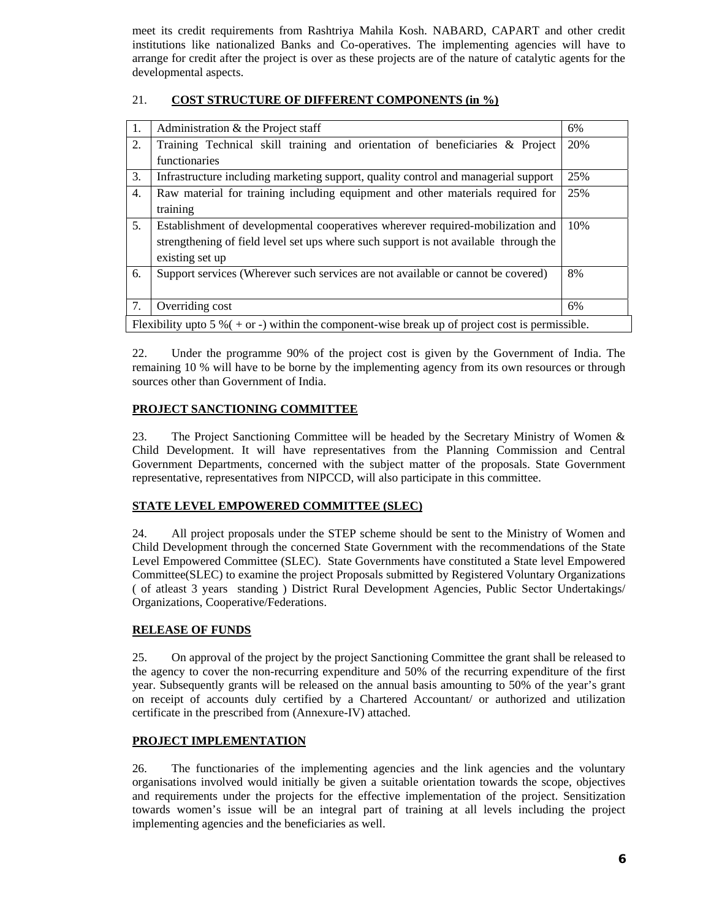meet its credit requirements from Rashtriya Mahila Kosh. NABARD, CAPART and other credit institutions like nationalized Banks and Co-operatives. The implementing agencies will have to arrange for credit after the project is over as these projects are of the nature of catalytic agents for the developmental aspects.

21. **COST STRUCTURE OF DIFFERENT COMPONENTS (in %)**

| | | |
|---|---|---|
| 1. | Administration & the Project staff | 6% |
| 2. | Training Technical skill training and orientation of beneficiaries & Project functionaries | 20% |
| 3. | Infrastructure including marketing support, quality control and managerial support | 25% |
| 4. | Raw material for training including equipment and other materials required for training | 25% |
| 5. | Establishment of developmental cooperatives wherever required-mobilization and strengthening of field level set ups where such support is not available through the existing set up | 10% |
| 6. | Support services (Wherever such services are not available or cannot be covered) | 8% |
| 7. | Overriding cost | 6% |
| Flexibility upto 5 %( + or -) within the component-wise break up of project cost is permissible. | | |

22. Under the programme 90% of the project cost is given by the Government of India. The remaining 10 % will have to be borne by the implementing agency from its own resources or through sources other than Government of India.

**PROJECT SANCTIONING COMMITTEE**

23. The Project Sanctioning Committee will be headed by the Secretary Ministry of Women & Child Development. It will have representatives from the Planning Commission and Central Government Departments, concerned with the subject matter of the proposals. State Government representative, representatives from NIPCCD, will also participate in this committee.

**STATE LEVEL EMPOWERED COMMITTEE (SLEC)**

24. All project proposals under the STEP scheme should be sent to the Ministry of Women and Child Development through the concerned State Government with the recommendations of the State Level Empowered Committee (SLEC). State Governments have constituted a State level Empowered Committee(SLEC) to examine the project Proposals submitted by Registered Voluntary Organizations ( of atleast 3 years standing ) District Rural Development Agencies, Public Sector Undertakings/ Organizations, Cooperative/Federations.

**RELEASE OF FUNDS**

25. On approval of the project by the project Sanctioning Committee the grant shall be released to the agency to cover the non-recurring expenditure and 50% of the recurring expenditure of the first year. Subsequently grants will be released on the annual basis amounting to 50% of the year's grant on receipt of accounts duly certified by a Chartered Accountant/ or authorized and utilization certificate in the prescribed from (Annexure-IV) attached.

**PROJECT IMPLEMENTATION**

26. The functionaries of the implementing agencies and the link agencies and the voluntary organisations involved would initially be given a suitable orientation towards the scope, objectives and requirements under the projects for the effective implementation of the project. Sensitization towards women's issue will be an integral part of training at all levels including the project implementing agencies and the beneficiaries as well.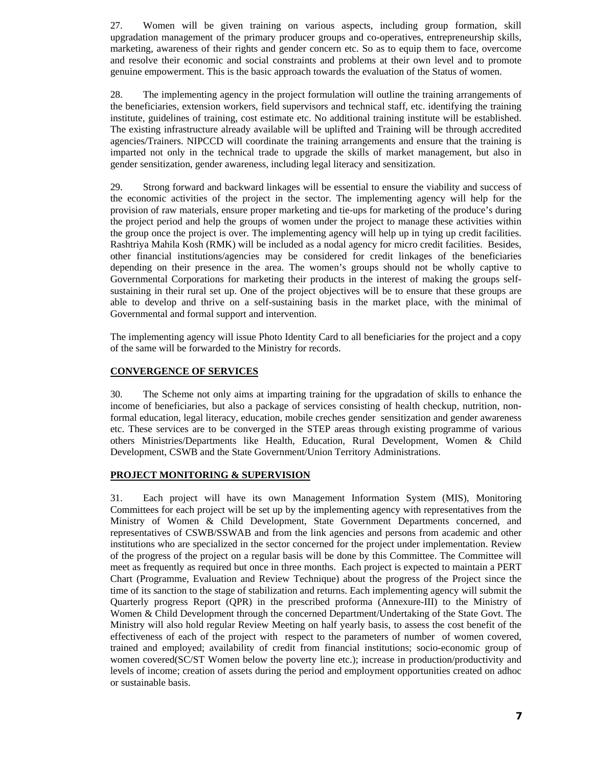27. Women will be given training on various aspects, including group formation, skill upgradation management of the primary producer groups and co-operatives, entrepreneurship skills, marketing, awareness of their rights and gender concern etc. So as to equip them to face, overcome and resolve their economic and social constraints and problems at their own level and to promote genuine empowerment. This is the basic approach towards the evaluation of the Status of women.

28. The implementing agency in the project formulation will outline the training arrangements of the beneficiaries, extension workers, field supervisors and technical staff, etc. identifying the training institute, guidelines of training, cost estimate etc. No additional training institute will be established. The existing infrastructure already available will be uplifted and Training will be through accredited agencies/Trainers. NIPCCD will coordinate the training arrangements and ensure that the training is imparted not only in the technical trade to upgrade the skills of market management, but also in gender sensitization, gender awareness, including legal literacy and sensitization.

29. Strong forward and backward linkages will be essential to ensure the viability and success of the economic activities of the project in the sector. The implementing agency will help for the provision of raw materials, ensure proper marketing and tie-ups for marketing of the produce's during the project period and help the groups of women under the project to manage these activities within the group once the project is over. The implementing agency will help up in tying up credit facilities. Rashtriya Mahila Kosh (RMK) will be included as a nodal agency for micro credit facilities. Besides, other financial institutions/agencies may be considered for credit linkages of the beneficiaries depending on their presence in the area. The women's groups should not be wholly captive to Governmental Corporations for marketing their products in the interest of making the groups self-sustaining in their rural set up. One of the project objectives will be to ensure that these groups are able to develop and thrive on a self-sustaining basis in the market place, with the minimal of Governmental and formal support and intervention.

The implementing agency will issue Photo Identity Card to all beneficiaries for the project and a copy of the same will be forwarded to the Ministry for records.

## CONVERGENCE OF SERVICES

30. The Scheme not only aims at imparting training for the upgradation of skills to enhance the income of beneficiaries, but also a package of services consisting of health checkup, nutrition, non-formal education, legal literacy, education, mobile creches gender sensitization and gender awareness etc. These services are to be converged in the STEP areas through existing programme of various others Ministries/Departments like Health, Education, Rural Development, Women & Child Development, CSWB and the State Government/Union Territory Administrations.

## PROJECT MONITORING & SUPERVISION

31. Each project will have its own Management Information System (MIS), Monitoring Committees for each project will be set up by the implementing agency with representatives from the Ministry of Women & Child Development, State Government Departments concerned, and representatives of CSWB/SSWAB and from the link agencies and persons from academic and other institutions who are specialized in the sector concerned for the project under implementation. Review of the progress of the project on a regular basis will be done by this Committee. The Committee will meet as frequently as required but once in three months. Each project is expected to maintain a PERT Chart (Programme, Evaluation and Review Technique) about the progress of the Project since the time of its sanction to the stage of stabilization and returns. Each implementing agency will submit the Quarterly progress Report (QPR) in the prescribed proforma (Annexure-III) to the Ministry of Women & Child Development through the concerned Department/Undertaking of the State Govt. The Ministry will also hold regular Review Meeting on half yearly basis, to assess the cost benefit of the effectiveness of each of the project with respect to the parameters of number of women covered, trained and employed; availability of credit from financial institutions; socio-economic group of women covered(SC/ST Women below the poverty line etc.); increase in production/productivity and levels of income; creation of assets during the period and employment opportunities created on adhoc or sustainable basis.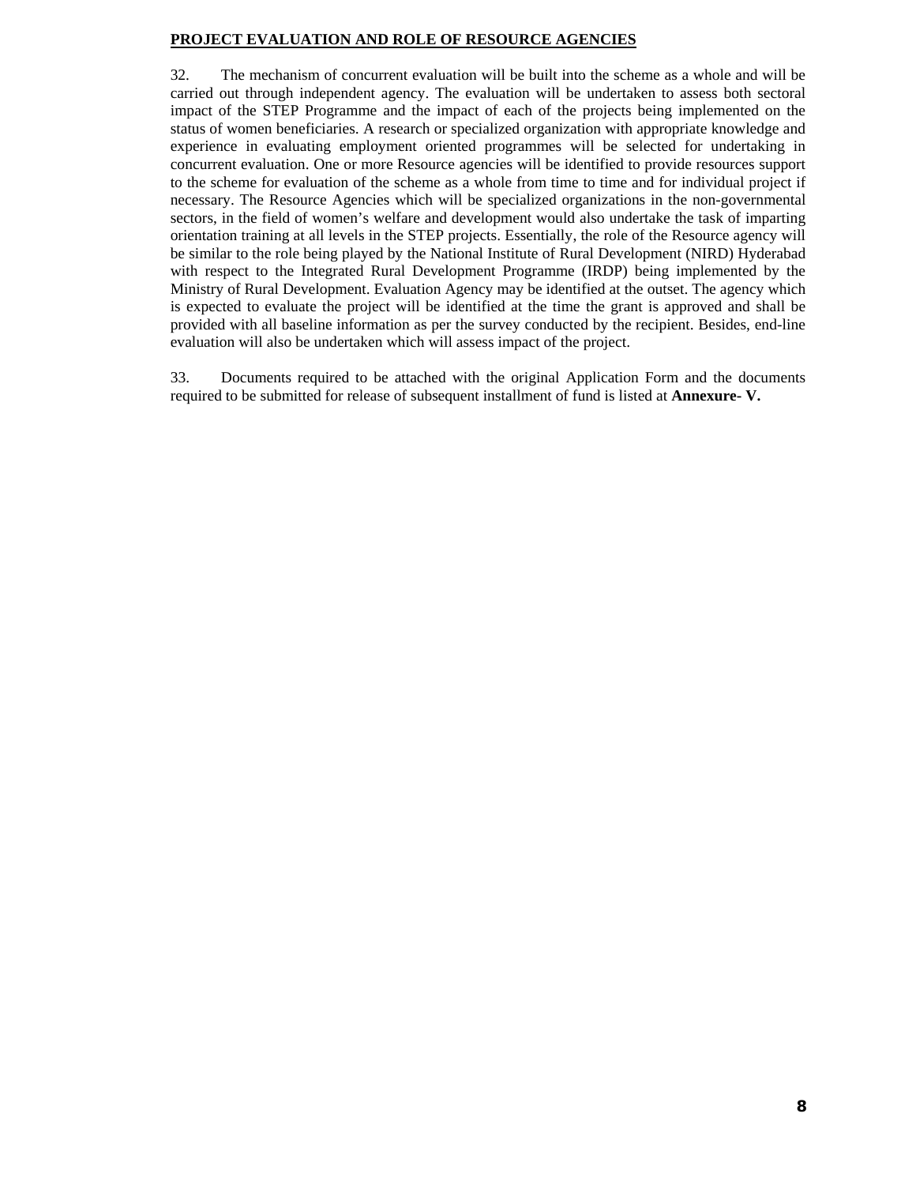## PROJECT EVALUATION AND ROLE OF RESOURCE AGENCIES

32. The mechanism of concurrent evaluation will be built into the scheme as a whole and will be carried out through independent agency. The evaluation will be undertaken to assess both sectoral impact of the STEP Programme and the impact of each of the projects being implemented on the status of women beneficiaries. A research or specialized organization with appropriate knowledge and experience in evaluating employment oriented programmes will be selected for undertaking in concurrent evaluation. One or more Resource agencies will be identified to provide resources support to the scheme for evaluation of the scheme as a whole from time to time and for individual project if necessary. The Resource Agencies which will be specialized organizations in the non-governmental sectors, in the field of women's welfare and development would also undertake the task of imparting orientation training at all levels in the STEP projects. Essentially, the role of the Resource agency will be similar to the role being played by the National Institute of Rural Development (NIRD) Hyderabad with respect to the Integrated Rural Development Programme (IRDP) being implemented by the Ministry of Rural Development. Evaluation Agency may be identified at the outset. The agency which is expected to evaluate the project will be identified at the time the grant is approved and shall be provided with all baseline information as per the survey conducted by the recipient. Besides, end-line evaluation will also be undertaken which will assess impact of the project.

33. Documents required to be attached with the original Application Form and the documents required to be submitted for release of subsequent installment of fund is listed at **Annexure- V.**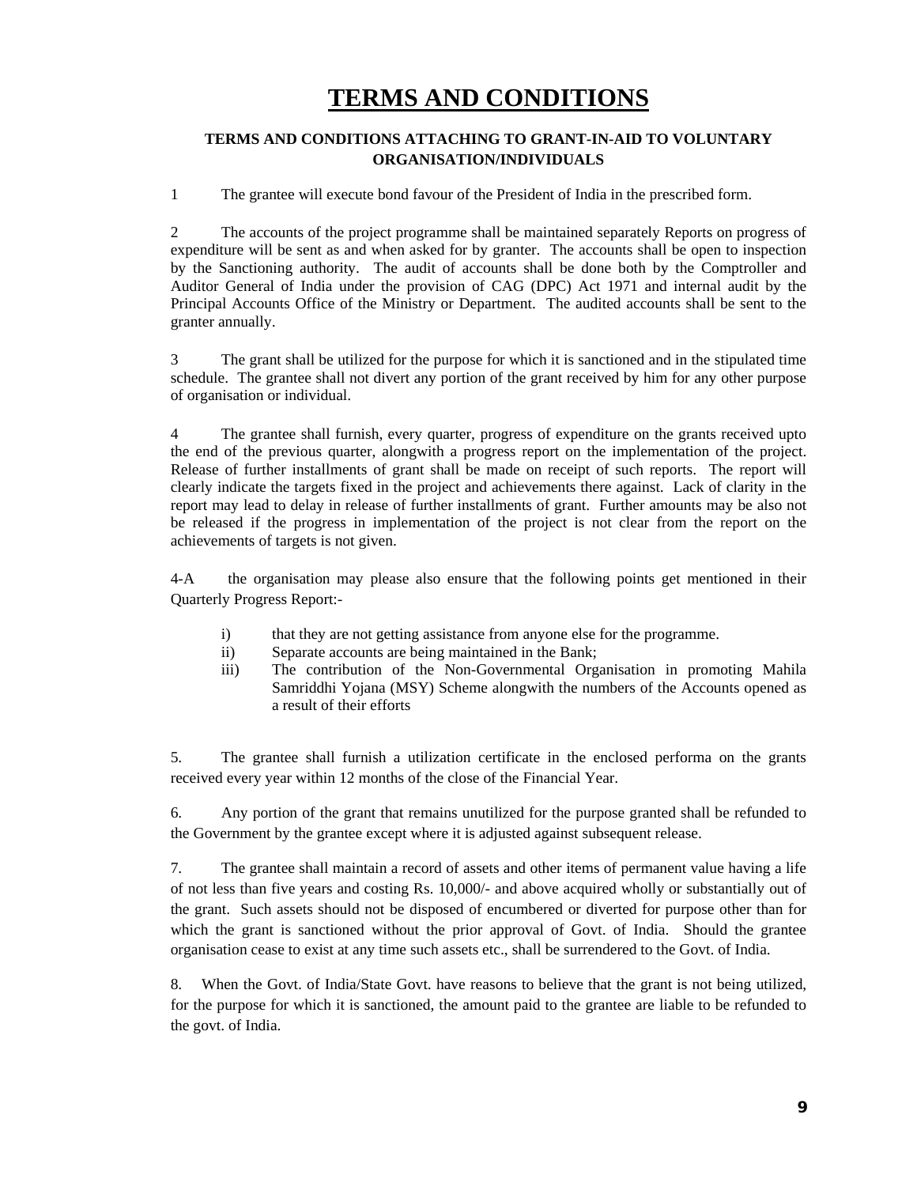# TERMS AND CONDITIONS

### TERMS AND CONDITIONS ATTACHING TO GRANT-IN-AID TO VOLUNTARY ORGANISATION/INDIVIDUALS

1 The grantee will execute bond favour of the President of India in the prescribed form.

2 The accounts of the project programme shall be maintained separately Reports on progress of expenditure will be sent as and when asked for by granter. The accounts shall be open to inspection by the Sanctioning authority. The audit of accounts shall be done both by the Comptroller and Auditor General of India under the provision of CAG (DPC) Act 1971 and internal audit by the Principal Accounts Office of the Ministry or Department. The audited accounts shall be sent to the granter annually.

3 The grant shall be utilized for the purpose for which it is sanctioned and in the stipulated time schedule. The grantee shall not divert any portion of the grant received by him for any other purpose of organisation or individual.

4 The grantee shall furnish, every quarter, progress of expenditure on the grants received upto the end of the previous quarter, alongwith a progress report on the implementation of the project. Release of further installments of grant shall be made on receipt of such reports. The report will clearly indicate the targets fixed in the project and achievements there against. Lack of clarity in the report may lead to delay in release of further installments of grant. Further amounts may be also not be released if the progress in implementation of the project is not clear from the report on the achievements of targets is not given.

4-A the organisation may please also ensure that the following points get mentioned in their Quarterly Progress Report:-

i) that they are not getting assistance from anyone else for the programme.
ii) Separate accounts are being maintained in the Bank;
iii) The contribution of the Non-Governmental Organisation in promoting Mahila Samriddhi Yojana (MSY) Scheme alongwith the numbers of the Accounts opened as a result of their efforts

5. The grantee shall furnish a utilization certificate in the enclosed performa on the grants received every year within 12 months of the close of the Financial Year.

6. Any portion of the grant that remains unutilized for the purpose granted shall be refunded to the Government by the grantee except where it is adjusted against subsequent release.

7. The grantee shall maintain a record of assets and other items of permanent value having a life of not less than five years and costing Rs. 10,000/- and above acquired wholly or substantially out of the grant. Such assets should not be disposed of encumbered or diverted for purpose other than for which the grant is sanctioned without the prior approval of Govt. of India. Should the grantee organisation cease to exist at any time such assets etc., shall be surrendered to the Govt. of India.

8. When the Govt. of India/State Govt. have reasons to believe that the grant is not being utilized, for the purpose for which it is sanctioned, the amount paid to the grantee are liable to be refunded to the govt. of India.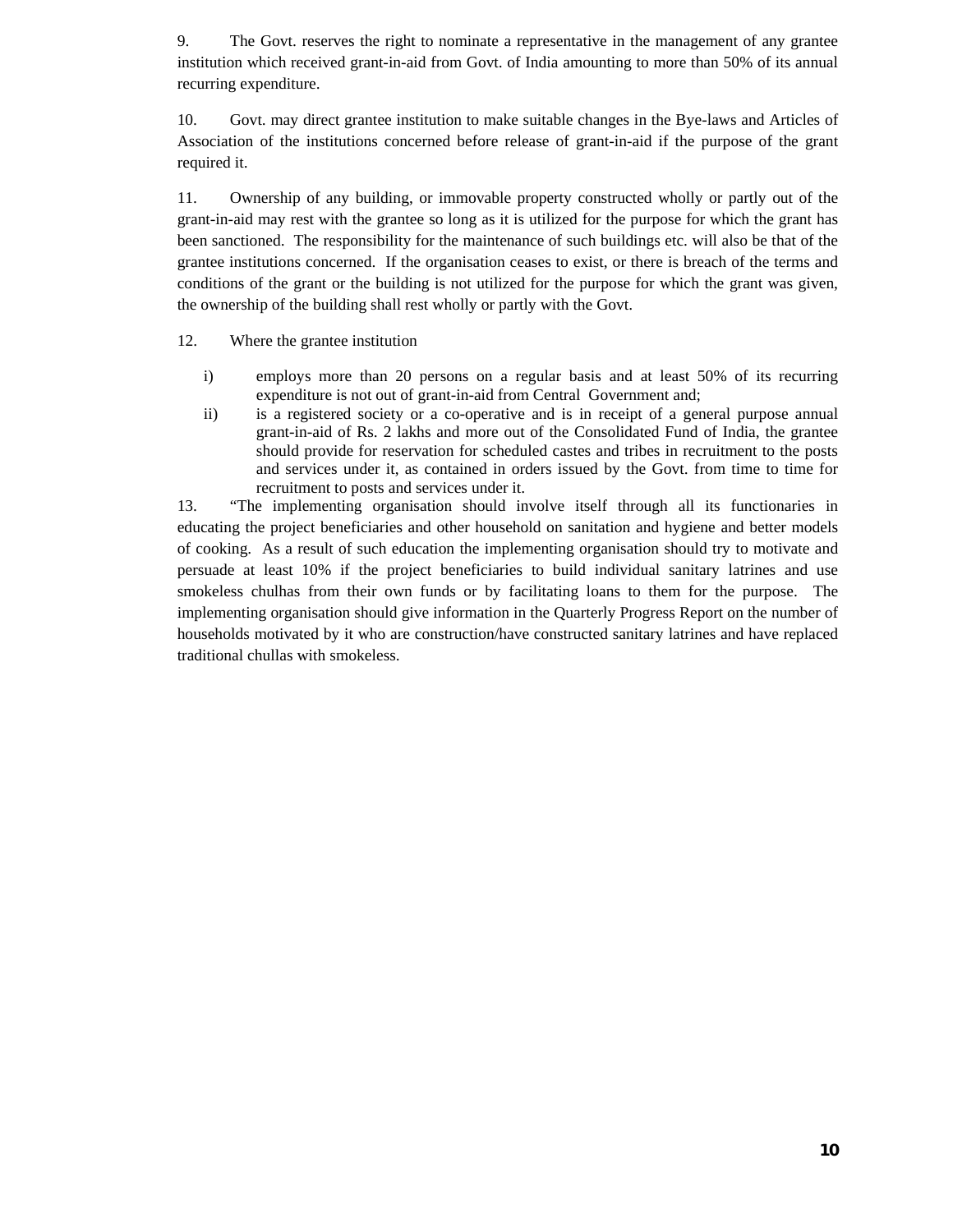9. The Govt. reserves the right to nominate a representative in the management of any grantee institution which received grant-in-aid from Govt. of India amounting to more than 50% of its annual recurring expenditure.

10. Govt. may direct grantee institution to make suitable changes in the Bye-laws and Articles of Association of the institutions concerned before release of grant-in-aid if the purpose of the grant required it.

11. Ownership of any building, or immovable property constructed wholly or partly out of the grant-in-aid may rest with the grantee so long as it is utilized for the purpose for which the grant has been sanctioned. The responsibility for the maintenance of such buildings etc. will also be that of the grantee institutions concerned. If the organisation ceases to exist, or there is breach of the terms and conditions of the grant or the building is not utilized for the purpose for which the grant was given, the ownership of the building shall rest wholly or partly with the Govt.

12. Where the grantee institution

i) employs more than 20 persons on a regular basis and at least 50% of its recurring expenditure is not out of grant-in-aid from Central Government and;

ii) is a registered society or a co-operative and is in receipt of a general purpose annual grant-in-aid of Rs. 2 lakhs and more out of the Consolidated Fund of India, the grantee should provide for reservation for scheduled castes and tribes in recruitment to the posts and services under it, as contained in orders issued by the Govt. from time to time for recruitment to posts and services under it.

13. "The implementing organisation should involve itself through all its functionaries in educating the project beneficiaries and other household on sanitation and hygiene and better models of cooking. As a result of such education the implementing organisation should try to motivate and persuade at least 10% if the project beneficiaries to build individual sanitary latrines and use smokeless chulhas from their own funds or by facilitating loans to them for the purpose. The implementing organisation should give information in the Quarterly Progress Report on the number of households motivated by it who are construction/have constructed sanitary latrines and have replaced traditional chullas with smokeless.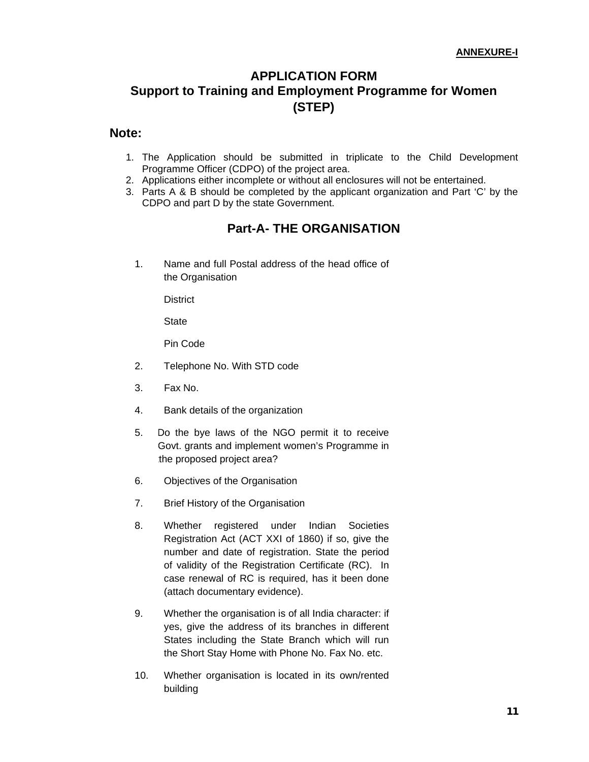**ANNEXURE-I**

# APPLICATION FORM
# Support to Training and Employment Programme for Women (STEP)

## Note:

1. The Application should be submitted in triplicate to the Child Development Programme Officer (CDPO) of the project area.
2. Applications either incomplete or without all enclosures will not be entertained.
3. Parts A & B should be completed by the applicant organization and Part 'C' by the CDPO and part D by the state Government.

## Part-A- THE ORGANISATION

1. Name and full Postal address of the head office of the Organisation

   District

   State

   Pin Code

2. Telephone No. With STD code
3. Fax No.
4. Bank details of the organization
5. Do the bye laws of the NGO permit it to receive Govt. grants and implement women's Programme in the proposed project area?
6. Objectives of the Organisation
7. Brief History of the Organisation
8. Whether registered under Indian Societies Registration Act (ACT XXI of 1860) if so, give the number and date of registration. State the period of validity of the Registration Certificate (RC). In case renewal of RC is required, has it been done (attach documentary evidence).
9. Whether the organisation is of all India character: if yes, give the address of its branches in different States including the State Branch which will run the Short Stay Home with Phone No. Fax No. etc.
10. Whether organisation is located in its own/rented building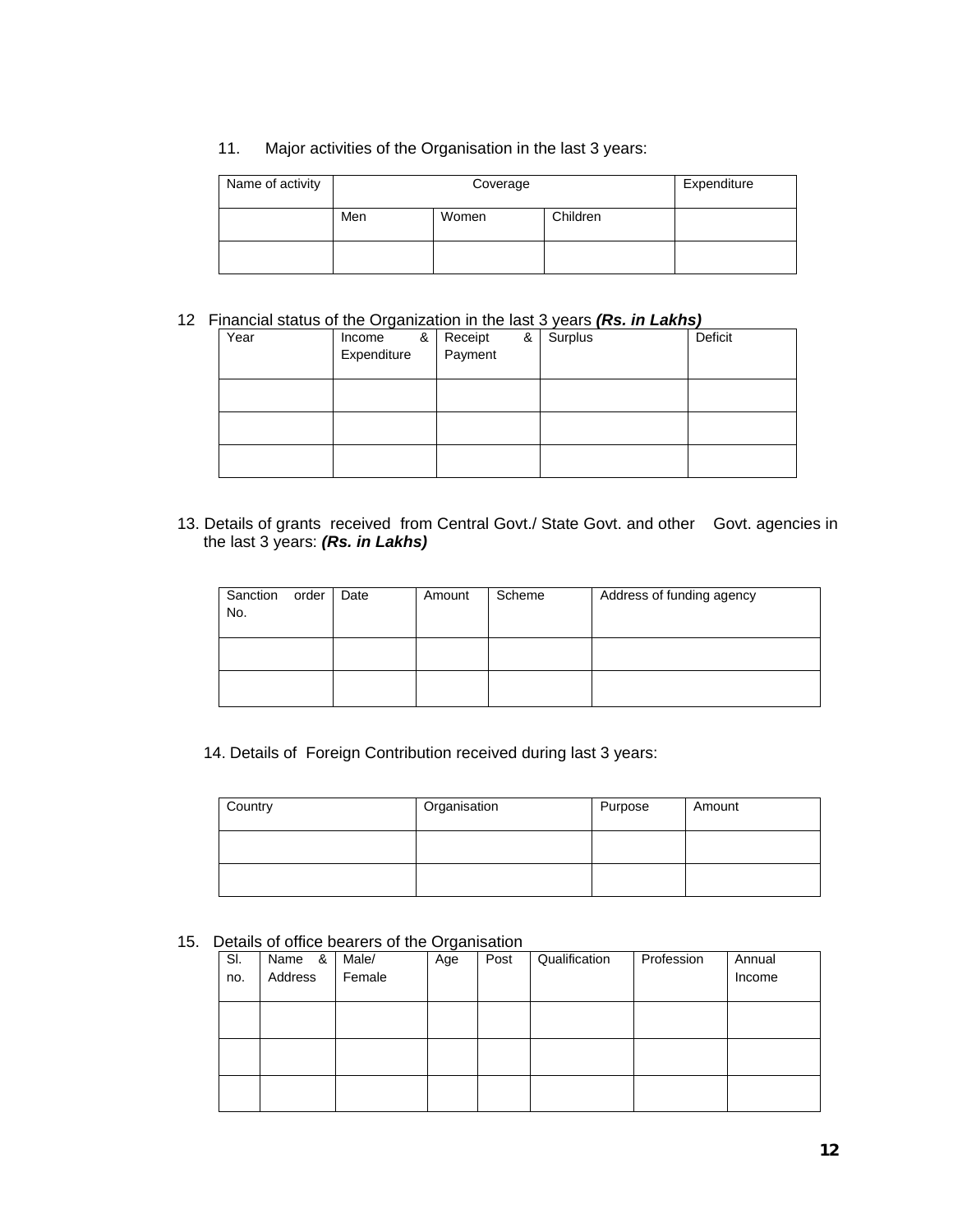11. Major activities of the Organisation in the last 3 years:

| Name of activity | Coverage | | | Expenditure |
|---|---|---|---|---|
| | Men | Women | Children | |
| | | | | |

12 Financial status of the Organization in the last 3 years ***(Rs. in Lakhs)***

| Year | Income & Expenditure | Receipt & Payment | Surplus | Deficit |
|---|---|---|---|---|
| | | | | |
| | | | | |
| | | | | |

13. Details of grants received from Central Govt./ State Govt. and other Govt. agencies in the last 3 years: ***(Rs. in Lakhs)***

| Sanction order No. | Date | Amount | Scheme | Address of funding agency |
|---|---|---|---|---|
| | | | | |
| | | | | |

14. Details of Foreign Contribution received during last 3 years:

| Country | Organisation | Purpose | Amount |
|---|---|---|---|
| | | | |
| | | | |

15. Details of office bearers of the Organisation

| Sl. no. | Name & Address | Male/ Female | Age | Post | Qualification | Profession | Annual Income |
|---|---|---|---|---|---|---|---|
| | | | | | | | |
| | | | | | | | |
| | | | | | | | |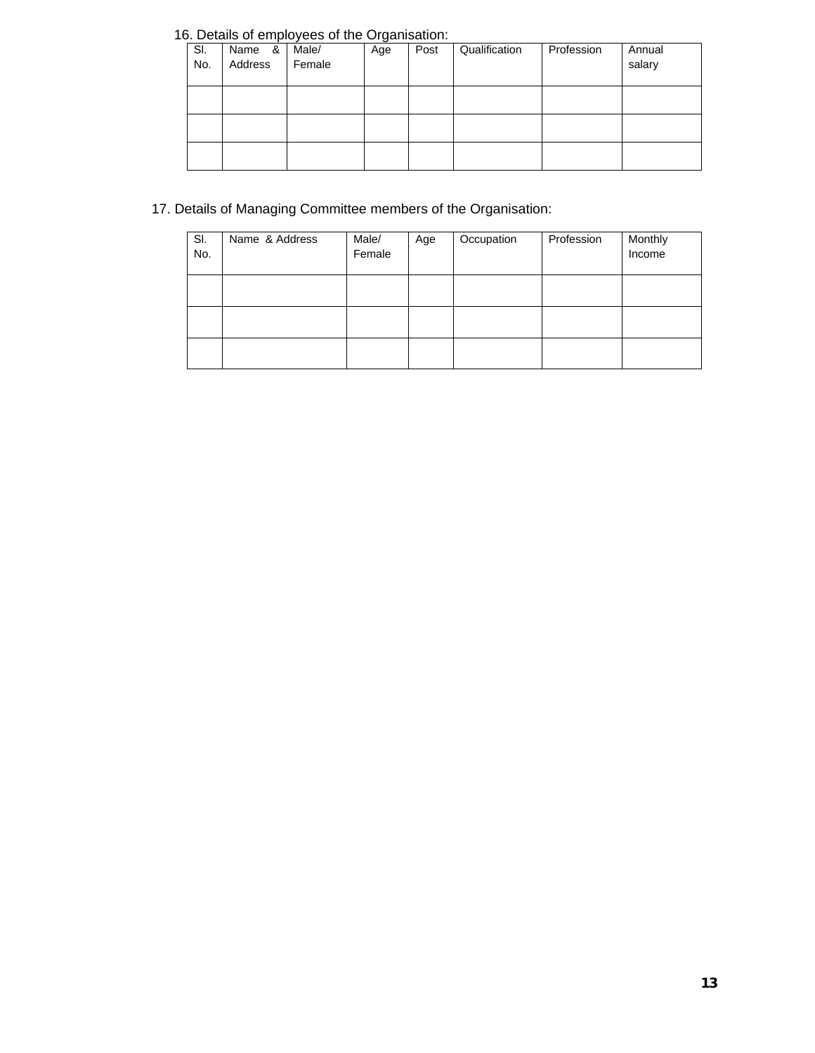16. Details of employees of the Organisation:

| Sl. No. | Name & Address | Male/ Female | Age | Post | Qualification | Profession | Annual salary |
|---|---|---|---|---|---|---|---|
| | | | | | | | |
| | | | | | | | |
| | | | | | | | |

17. Details of Managing Committee members of the Organisation:

| Sl. No. | Name & Address | Male/ Female | Age | Occupation | Profession | Monthly Income |
|---|---|---|---|---|---|---|
| | | | | | | |
| | | | | | | |
| | | | | | | |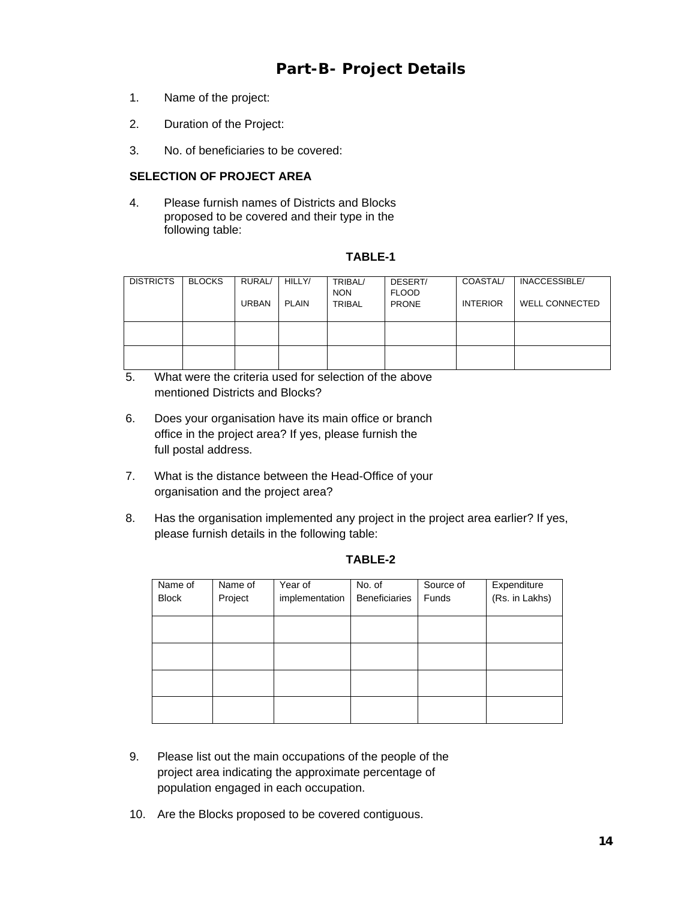# Part-B- Project Details

1. Name of the project:

2. Duration of the Project:

3. No. of beneficiaries to be covered:

**SELECTION OF PROJECT AREA**

4. Please furnish names of Districts and Blocks proposed to be covered and their type in the following table:

**TABLE-1**

| DISTRICTS | BLOCKS | RURAL/ URBAN | HILLY/ PLAIN | TRIBAL/ NON TRIBAL | DESERT/ FLOOD PRONE | COASTAL/ INTERIOR | INACCESSIBLE/ WELL CONNECTED |
|---|---|---|---|---|---|---|---|
| | | | | | | | |
| | | | | | | | |

5. What were the criteria used for selection of the above mentioned Districts and Blocks?

6. Does your organisation have its main office or branch office in the project area? If yes, please furnish the full postal address.

7. What is the distance between the Head-Office of your organisation and the project area?

8. Has the organisation implemented any project in the project area earlier? If yes, please furnish details in the following table:

**TABLE-2**

| Name of Block | Name of Project | Year of implementation | No. of Beneficiaries | Source of Funds | Expenditure (Rs. in Lakhs) |
|---|---|---|---|---|---|
| | | | | | |
| | | | | | |
| | | | | | |
| | | | | | |

9. Please list out the main occupations of the people of the project area indicating the approximate percentage of population engaged in each occupation.

10. Are the Blocks proposed to be covered contiguous.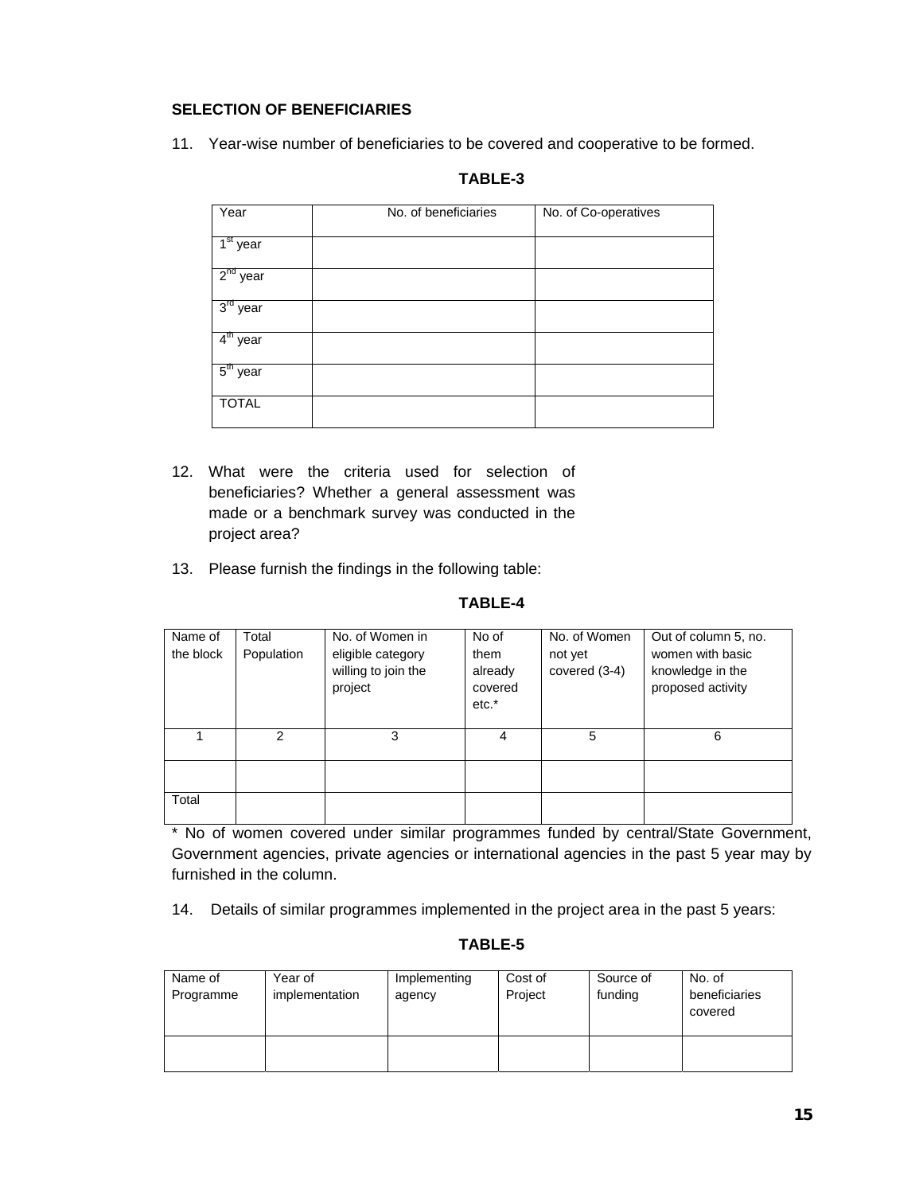**SELECTION OF BENEFICIARIES**

11. Year-wise number of beneficiaries to be covered and cooperative to be formed.

**TABLE-3**

| Year | No. of beneficiaries | No. of Co-operatives |
|---|---|---|
| 1st year | | |
| 2nd year | | |
| 3rd year | | |
| 4th year | | |
| 5th year | | |
| TOTAL | | |

12. What were the criteria used for selection of beneficiaries? Whether a general assessment was made or a benchmark survey was conducted in the project area?

13. Please furnish the findings in the following table:

**TABLE-4**

| Name of the block | Total Population | No. of Women in eligible category willing to join the project | No of them already covered etc.* | No. of Women not yet covered (3-4) | Out of column 5, no. women with basic knowledge in the proposed activity |
|---|---|---|---|---|---|
| 1 | 2 | 3 | 4 | 5 | 6 |
| | | | | | |
| Total | | | | | |

* No of women covered under similar programmes funded by central/State Government, Government agencies, private agencies or international agencies in the past 5 year may by furnished in the column.

14. Details of similar programmes implemented in the project area in the past 5 years:

**TABLE-5**

| Name of Programme | Year of implementation | Implementing agency | Cost of Project | Source of funding | No. of beneficiaries covered |
|---|---|---|---|---|---|
| | | | | | |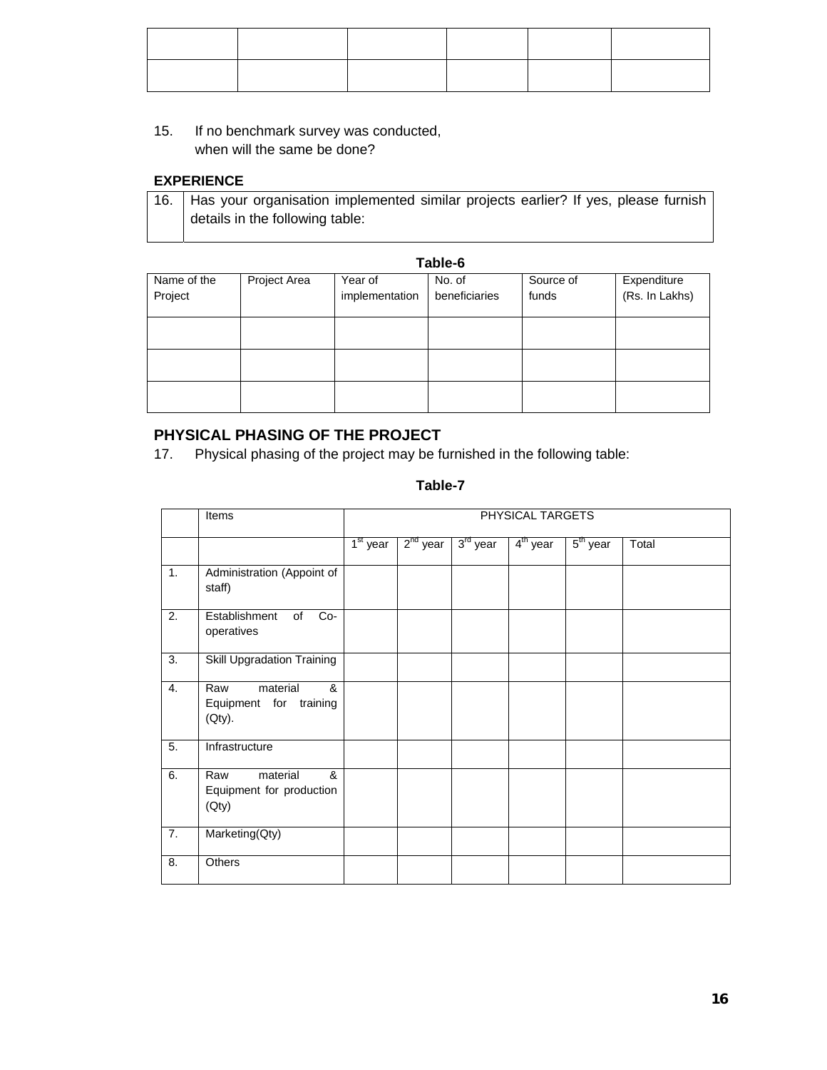| | | | | | |
|---|---|---|---|---|---|
| | | | | | |
| | | | | | |

15. If no benchmark survey was conducted, when will the same be done?

**EXPERIENCE**

| 16. | Has your organisation implemented similar projects earlier? If yes, please furnish details in the following table: |
|---|---|

**Table-6**

| Name of the Project | Project Area | Year of implementation | No. of beneficiaries | Source of funds | Expenditure (Rs. In Lakhs) |
|---|---|---|---|---|---|
| | | | | | |
| | | | | | |
| | | | | | |

## PHYSICAL PHASING OF THE PROJECT

17. Physical phasing of the project may be furnished in the following table:

**Table-7**

| | Items | PHYSICAL TARGETS | | | | | |
|---|---|---|---|---|---|---|---|
| | | 1st year | 2nd year | 3rd year | 4th year | 5th year | Total |
| 1. | Administration (Appoint of staff) | | | | | | |
| 2. | Establishment of Co-operatives | | | | | | |
| 3. | Skill Upgradation Training | | | | | | |
| 4. | Raw material & Equipment for training (Qty). | | | | | | |
| 5. | Infrastructure | | | | | | |
| 6. | Raw material & Equipment for production (Qty) | | | | | | |
| 7. | Marketing(Qty) | | | | | | |
| 8. | Others | | | | | | |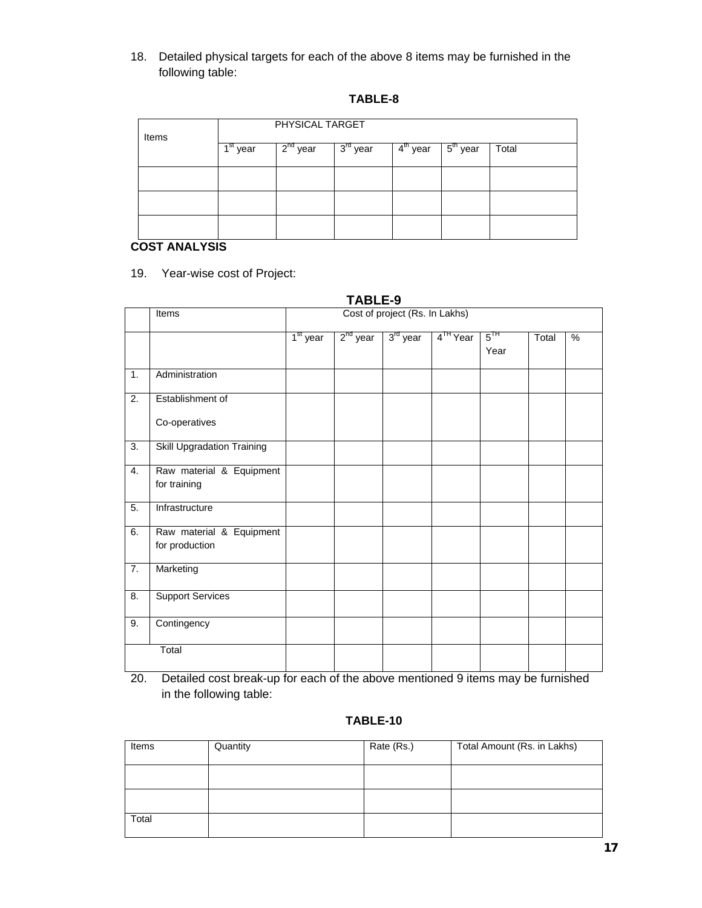18. Detailed physical targets for each of the above 8 items may be furnished in the following table:

**TABLE-8**

| Items | PHYSICAL TARGET | | | | | |
|---|---|---|---|---|---|---|
| | 1st year | 2nd year | 3rd year | 4th year | 5th year | Total |
| | | | | | | |
| | | | | | | |
| | | | | | | |

**COST ANALYSIS**

19. Year-wise cost of Project:

**TABLE-9**

| | Items | Cost of project (Rs. In Lakhs) | | | | | | |
|---|---|---|---|---|---|---|---|---|
| | | 1st year | 2nd year | 3rd year | 4TH Year | 5TH Year | Total | % |
| 1. | Administration | | | | | | | |
| 2. | Establishment of Co-operatives | | | | | | | |
| 3. | Skill Upgradation Training | | | | | | | |
| 4. | Raw material & Equipment for training | | | | | | | |
| 5. | Infrastructure | | | | | | | |
| 6. | Raw material & Equipment for production | | | | | | | |
| 7. | Marketing | | | | | | | |
| 8. | Support Services | | | | | | | |
| 9. | Contingency | | | | | | | |
| | Total | | | | | | | |

20. Detailed cost break-up for each of the above mentioned 9 items may be furnished in the following table:

**TABLE-10**

| Items | Quantity | Rate (Rs.) | Total Amount (Rs. in Lakhs) |
|---|---|---|---|
| | | | |
| | | | |
| Total | | | |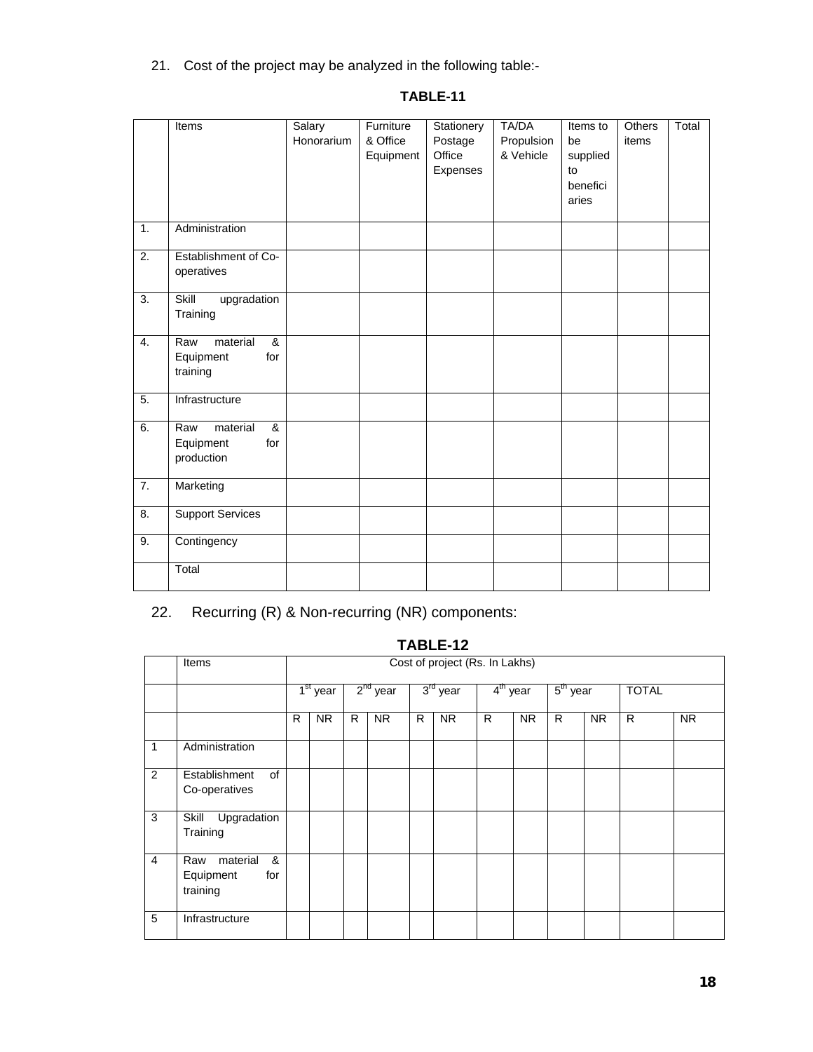21. Cost of the project may be analyzed in the following table:-

**TABLE-11**

| | Items | Salary Honorarium | Furniture & Office Equipment | Stationery Postage Office Expenses | TA/DA Propulsion & Vehicle | Items to be supplied to beneficiaries | Others items | Total |
|---|---|---|---|---|---|---|---|---|
| 1. | Administration | | | | | | | |
| 2. | Establishment of Co-operatives | | | | | | | |
| 3. | Skill upgradation Training | | | | | | | |
| 4. | Raw material & Equipment for training | | | | | | | |
| 5. | Infrastructure | | | | | | | |
| 6. | Raw material & Equipment for production | | | | | | | |
| 7. | Marketing | | | | | | | |
| 8. | Support Services | | | | | | | |
| 9. | Contingency | | | | | | | |
| | Total | | | | | | | |

22. Recurring (R) & Non-recurring (NR) components:

**TABLE-12**

| | Items | Cost of project (Rs. In Lakhs) | | | | | | | | | | | |
|---|---|---|---|---|---|---|---|---|---|---|---|---|---|
| | | 1st year | | 2nd year | | 3rd year | | 4th year | | 5th year | | TOTAL | |
| | | R | NR | R | NR | R | NR | R | NR | R | NR | R | NR |
| 1 | Administration | | | | | | | | | | | | |
| 2 | Establishment of Co-operatives | | | | | | | | | | | | |
| 3 | Skill Upgradation Training | | | | | | | | | | | | |
| 4 | Raw material & Equipment for training | | | | | | | | | | | | |
| 5 | Infrastructure | | | | | | | | | | | | |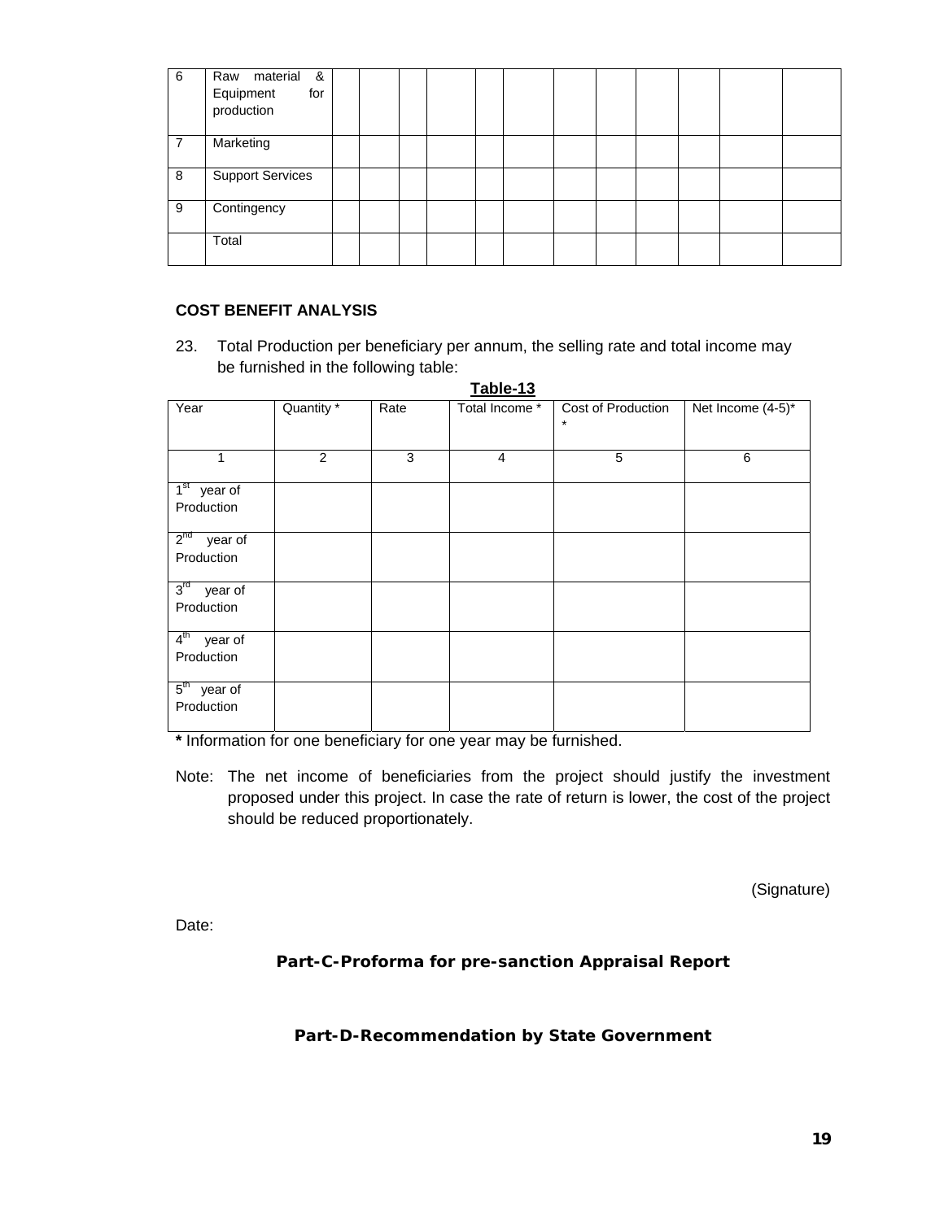| 6 | Raw material & Equipment for production | | | | | | | | | | | | |
|---|---|---|---|---|---|---|---|---|---|---|---|---|---|
| 7 | Marketing | | | | | | | | | | | | |
| 8 | Support Services | | | | | | | | | | | | |
| 9 | Contingency | | | | | | | | | | | | |
| | Total | | | | | | | | | | | | |

**COST BENEFIT ANALYSIS**

23. Total Production per beneficiary per annum, the selling rate and total income may be furnished in the following table:

**Table-13**

| Year | Quantity * | Rate | Total Income * | Cost of Production * | Net Income (4-5)* |
|---|---|---|---|---|---|
| 1 | 2 | 3 | 4 | 5 | 6 |
| 1st year of Production | | | | | |
| 2nd year of Production | | | | | |
| 3rd year of Production | | | | | |
| 4th year of Production | | | | | |
| 5th year of Production | | | | | |

**\*** Information for one beneficiary for one year may be furnished.

Note: The net income of beneficiaries from the project should justify the investment proposed under this project. In case the rate of return is lower, the cost of the project should be reduced proportionately.

(Signature)

Date:

**Part-C-Proforma for pre-sanction Appraisal Report**

**Part-D-Recommendation by State Government**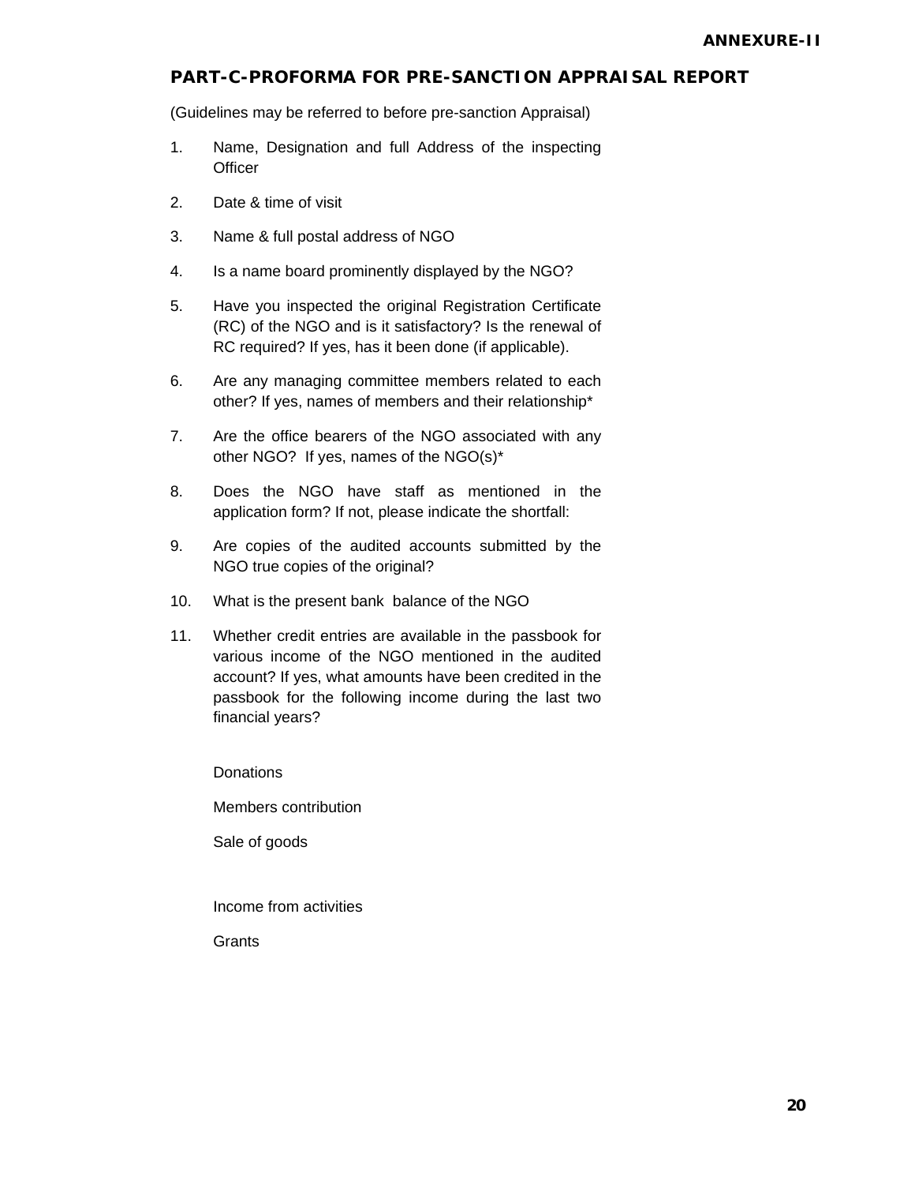**ANNEXURE-II**

## PART-C-PROFORMA FOR PRE-SANCTION APPRAISAL REPORT

(Guidelines may be referred to before pre-sanction Appraisal)

1. Name, Designation and full Address of the inspecting Officer
2. Date & time of visit
3. Name & full postal address of NGO
4. Is a name board prominently displayed by the NGO?
5. Have you inspected the original Registration Certificate (RC) of the NGO and is it satisfactory? Is the renewal of RC required? If yes, has it been done (if applicable).
6. Are any managing committee members related to each other? If yes, names of members and their relationship*
7. Are the office bearers of the NGO associated with any other NGO? If yes, names of the NGO(s)*
8. Does the NGO have staff as mentioned in the application form? If not, please indicate the shortfall:
9. Are copies of the audited accounts submitted by the NGO true copies of the original?
10. What is the present bank balance of the NGO
11. Whether credit entries are available in the passbook for various income of the NGO mentioned in the audited account? If yes, what amounts have been credited in the passbook for the following income during the last two financial years?

    Donations

    Members contribution

    Sale of goods

    Income from activities

    Grants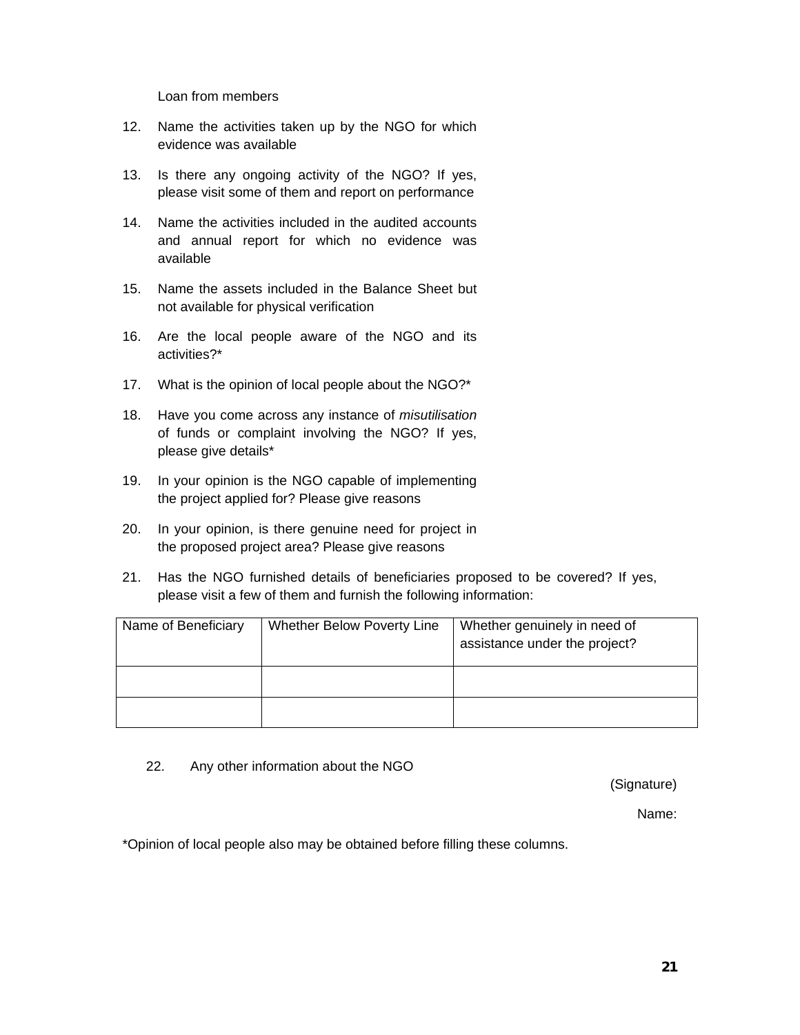Loan from members

12. Name the activities taken up by the NGO for which evidence was available

13. Is there any ongoing activity of the NGO? If yes, please visit some of them and report on performance

14. Name the activities included in the audited accounts and annual report for which no evidence was available

15. Name the assets included in the Balance Sheet but not available for physical verification

16. Are the local people aware of the NGO and its activities?*

17. What is the opinion of local people about the NGO?*

18. Have you come across any instance of *misutilisation* of funds or complaint involving the NGO? If yes, please give details*

19. In your opinion is the NGO capable of implementing the project applied for? Please give reasons

20. In your opinion, is there genuine need for project in the proposed project area? Please give reasons

21. Has the NGO furnished details of beneficiaries proposed to be covered? If yes, please visit a few of them and furnish the following information:

| Name of Beneficiary | Whether Below Poverty Line | Whether genuinely in need of assistance under the project? |
|---|---|---|
| | | |
| | | |

22. Any other information about the NGO

(Signature)

Name:

*Opinion of local people also may be obtained before filling these columns.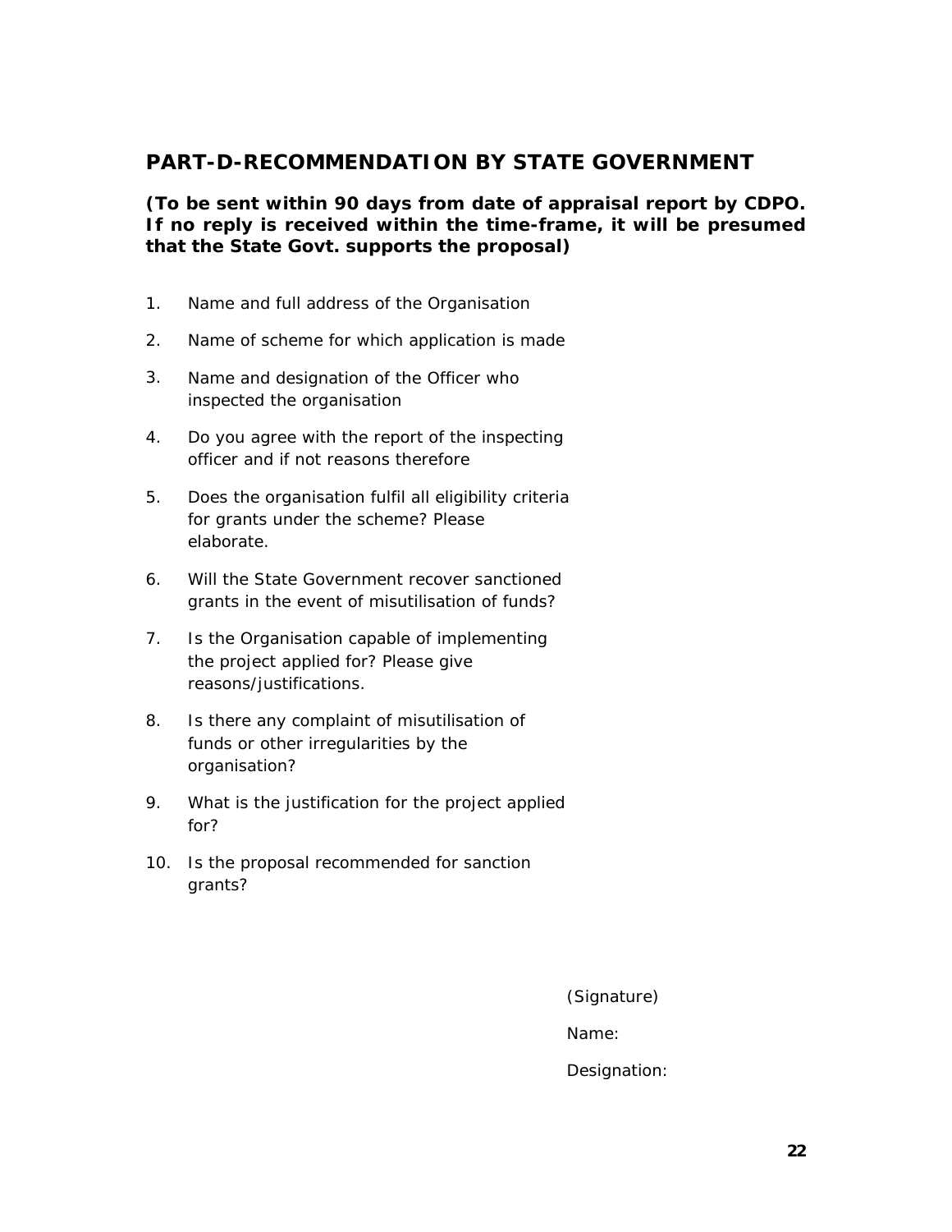## PART-D-RECOMMENDATION BY STATE GOVERNMENT

**(To be sent within 90 days from date of appraisal report by CDPO. If no reply is received within the time-frame, it will be presumed that the State Govt. supports the proposal)**

1. Name and full address of the Organisation
2. Name of scheme for which application is made
3. Name and designation of the Officer who inspected the organisation
4. Do you agree with the report of the inspecting officer and if not reasons therefore
5. Does the organisation fulfil all eligibility criteria for grants under the scheme? Please elaborate.
6. Will the State Government recover sanctioned grants in the event of misutilisation of funds?
7. Is the Organisation capable of implementing the project applied for? Please give reasons/justifications.
8. Is there any complaint of misutilisation of funds or other irregularities by the organisation?
9. What is the justification for the project applied for?
10. Is the proposal recommended for sanction grants?

(Signature)

Name:

Designation: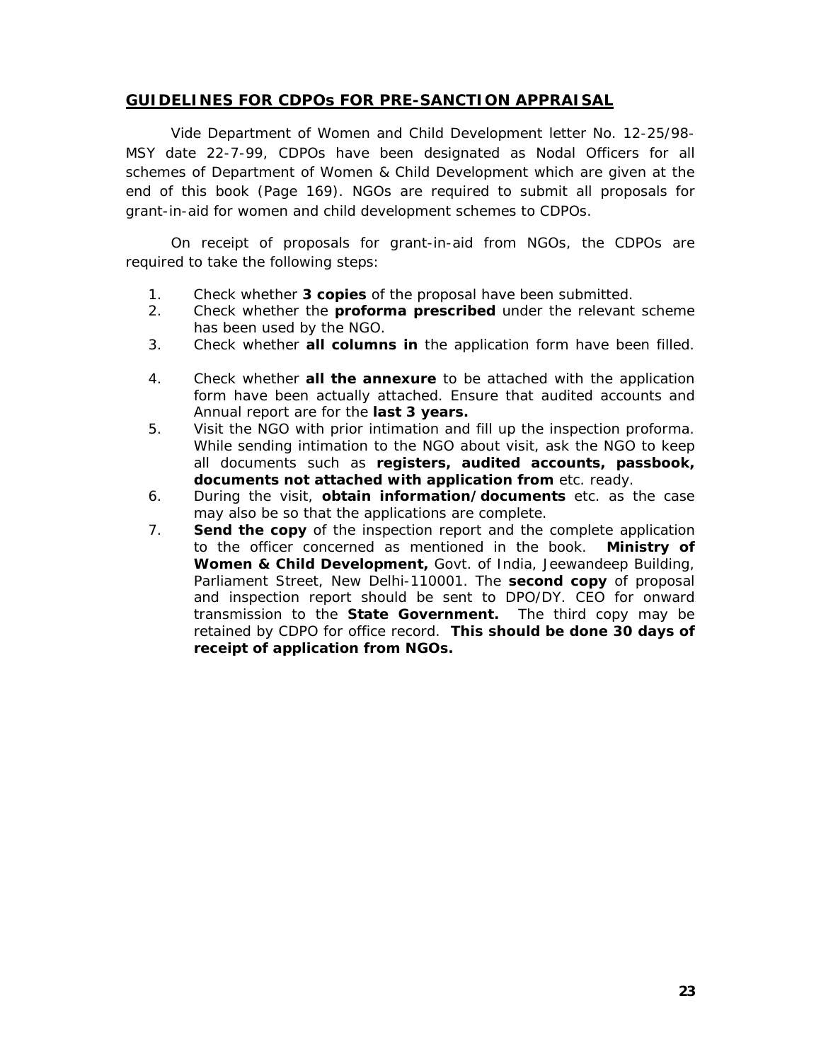## GUIDELINES FOR CDPOs FOR PRE-SANCTION APPRAISAL

Vide Department of Women and Child Development letter No. 12-25/98-MSY date 22-7-99, CDPOs have been designated as Nodal Officers for all schemes of Department of Women & Child Development which are given at the end of this book (Page 169). NGOs are required to submit all proposals for grant-in-aid for women and child development schemes to CDPOs.

On receipt of proposals for grant-in-aid from NGOs, the CDPOs are required to take the following steps:

1. Check whether **3 copies** of the proposal have been submitted.
2. Check whether the **proforma prescribed** under the relevant scheme has been used by the NGO.
3. Check whether **all columns in** the application form have been filled.
4. Check whether **all the annexure** to be attached with the application form have been actually attached. Ensure that audited accounts and Annual report are for the **last 3 years.**
5. Visit the NGO with prior intimation and fill up the inspection proforma. While sending intimation to the NGO about visit, ask the NGO to keep all documents such as **registers, audited accounts, passbook, documents not attached with application from** etc. ready.
6. During the visit, **obtain information/documents** etc. as the case may also be so that the applications are complete.
7. **Send the copy** of the inspection report and the complete application to the officer concerned as mentioned in the book. **Ministry of Women & Child Development,** Govt. of India, Jeewandeep Building, Parliament Street, New Delhi-110001. The **second copy** of proposal and inspection report should be sent to DPO/DY. CEO for onward transmission to the **State Government.** The third copy may be retained by CDPO for office record. **This should be done 30 days of receipt of application from NGOs.**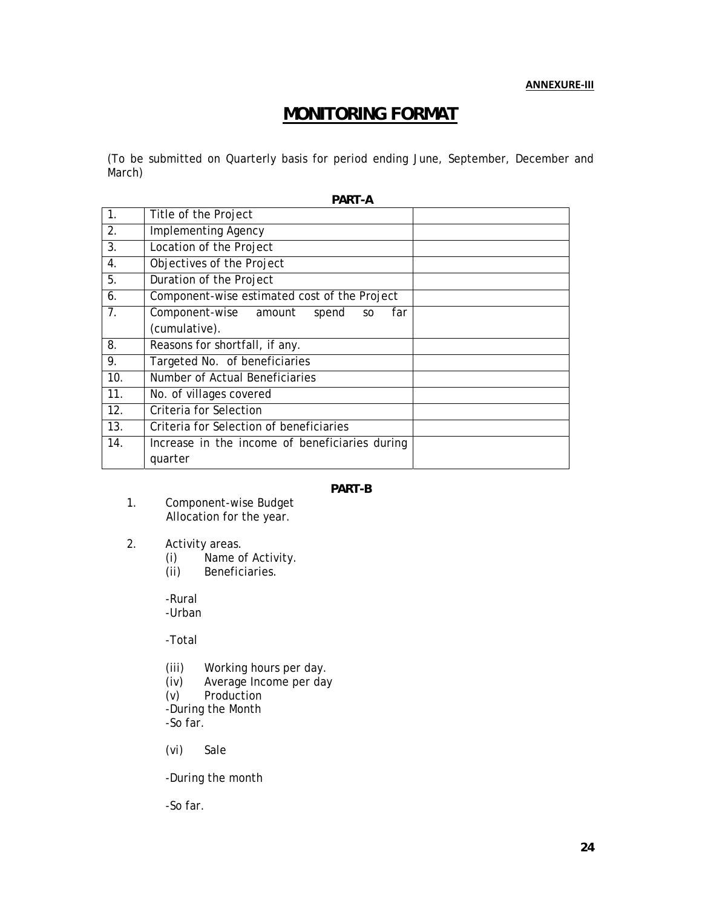**ANNEXURE-III**

# MONITORING FORMAT

*(To be submitted on Quarterly basis for period ending June, September, December and March)*

**PART-A**

| | | |
|---|---|---|
| 1. | Title of the Project | |
| 2. | Implementing Agency | |
| 3. | Location of the Project | |
| 4. | Objectives of the Project | |
| 5. | Duration of the Project | |
| 6. | Component-wise estimated cost of the Project | |
| 7. | Component-wise amount spend so far (cumulative). | |
| 8. | Reasons for shortfall, if any. | |
| 9. | Targeted No. of beneficiaries | |
| 10. | Number of Actual Beneficiaries | |
| 11. | No. of villages covered | |
| 12. | Criteria for Selection | |
| 13. | Criteria for Selection of beneficiaries | |
| 14. | Increase in the income of beneficiaries during quarter | |

**PART-B**

1. Component-wise Budget Allocation for the year.

2. Activity areas.
   - (i) Name of Activity.
   - (ii) Beneficiaries.

     -Rural
     -Urban

     -Total

   - (iii) Working hours per day.
   - (iv) Average Income per day
   - (v) Production
     -During the Month
     -So far.

   - (vi) Sale

     -During the month

     -So far.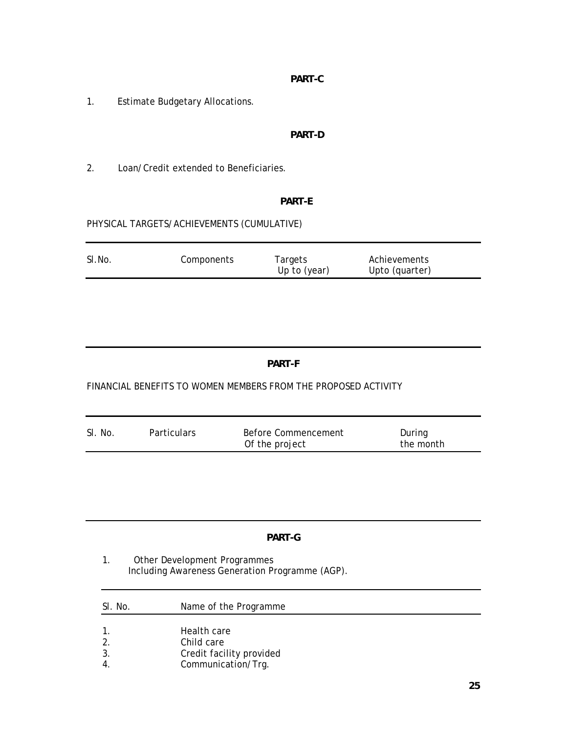**PART-C**

1. Estimate Budgetary Allocations.

**PART-D**

2. Loan/Credit extended to Beneficiaries.

**PART-E**

PHYSICAL TARGETS/ACHIEVEMENTS (CUMULATIVE)

| Sl.No. | Components | Targets Up to (year) | Achievements Upto (quarter) |
|---|---|---|---|
| | | | |

**PART-F**

FINANCIAL BENEFITS TO WOMEN MEMBERS FROM THE PROPOSED ACTIVITY

| Sl. No. | Particulars | Before Commencement Of the project | During the month |
|---|---|---|---|
| | | | |

**PART-G**

1. Other Development Programmes Including Awareness Generation Programme (AGP).

| Sl. No. | Name of the Programme |
|---|---|
| 1. | Health care |
| 2. | Child care |
| 3. | Credit facility provided |
| 4. | Communication/Trg. |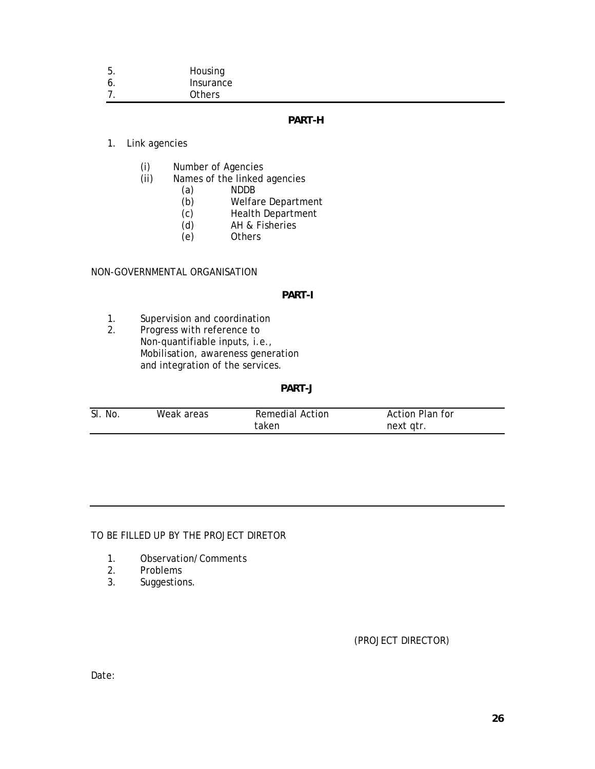| | |
|---|---|
| 5. | Housing |
| 6. | Insurance |
| 7. | Others |

**PART-H**

1. Link agencies

   (i) Number of Agencies
   (ii) Names of the linked agencies
      (a) NDDB
      (b) Welfare Department
      (c) Health Department
      (d) AH & Fisheries
      (e) Others

NON-GOVERNMENTAL ORGANISATION

**PART-I**

1. Supervision and coordination
2. Progress with reference to Non-quantifiable inputs, i.e., Mobilisation, awareness generation and integration of the services.

**PART-J**

| Sl. No. | Weak areas | Remedial Action taken | Action Plan for next qtr. |
|---|---|---|---|
| | | | |

TO BE FILLED UP BY THE PROJECT DIRETOR

1. Observation/Comments
2. Problems
3. Suggestions.

(PROJECT DIRECTOR)

Date: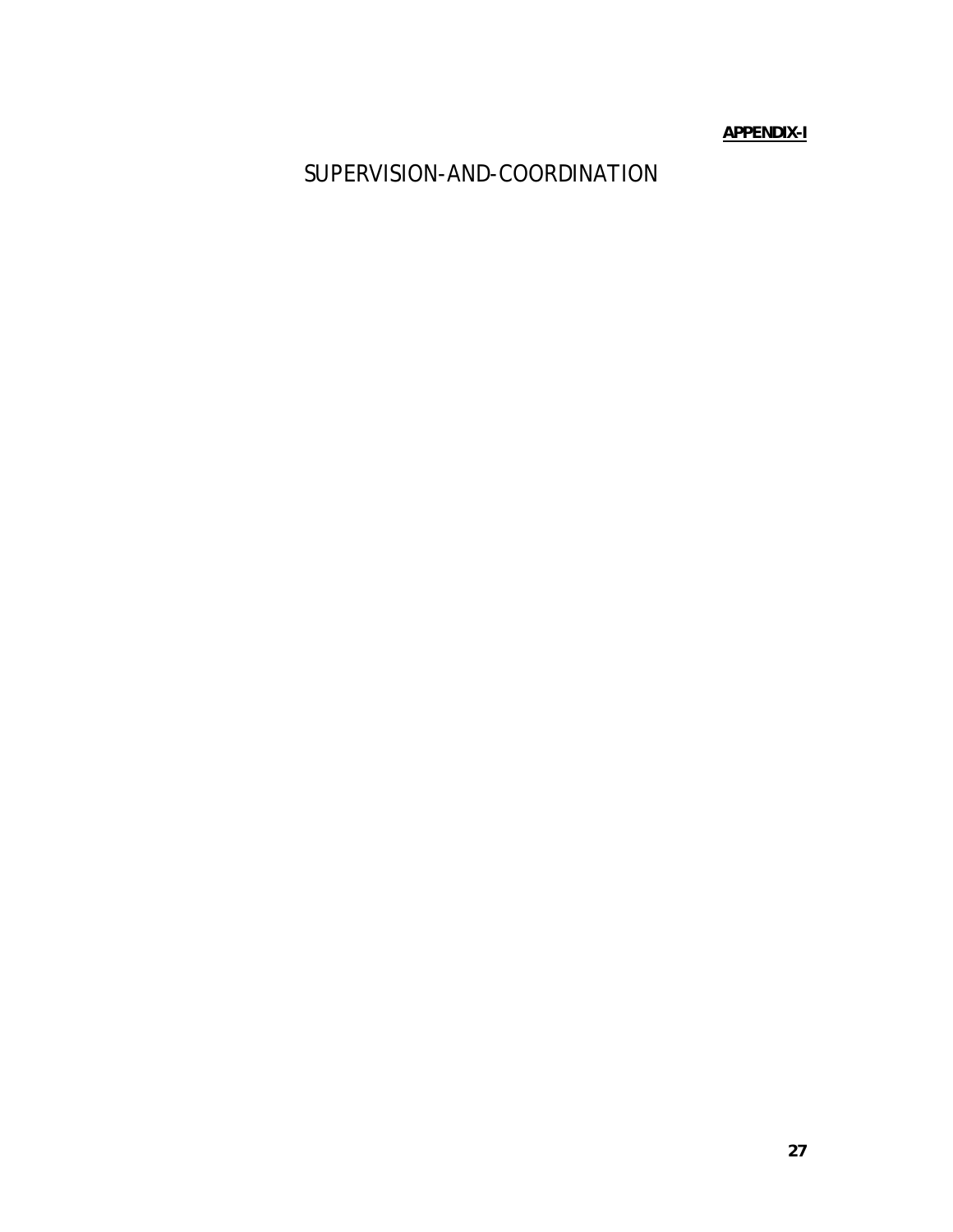**APPENDIX-I**

# SUPERVISION-AND-COORDINATION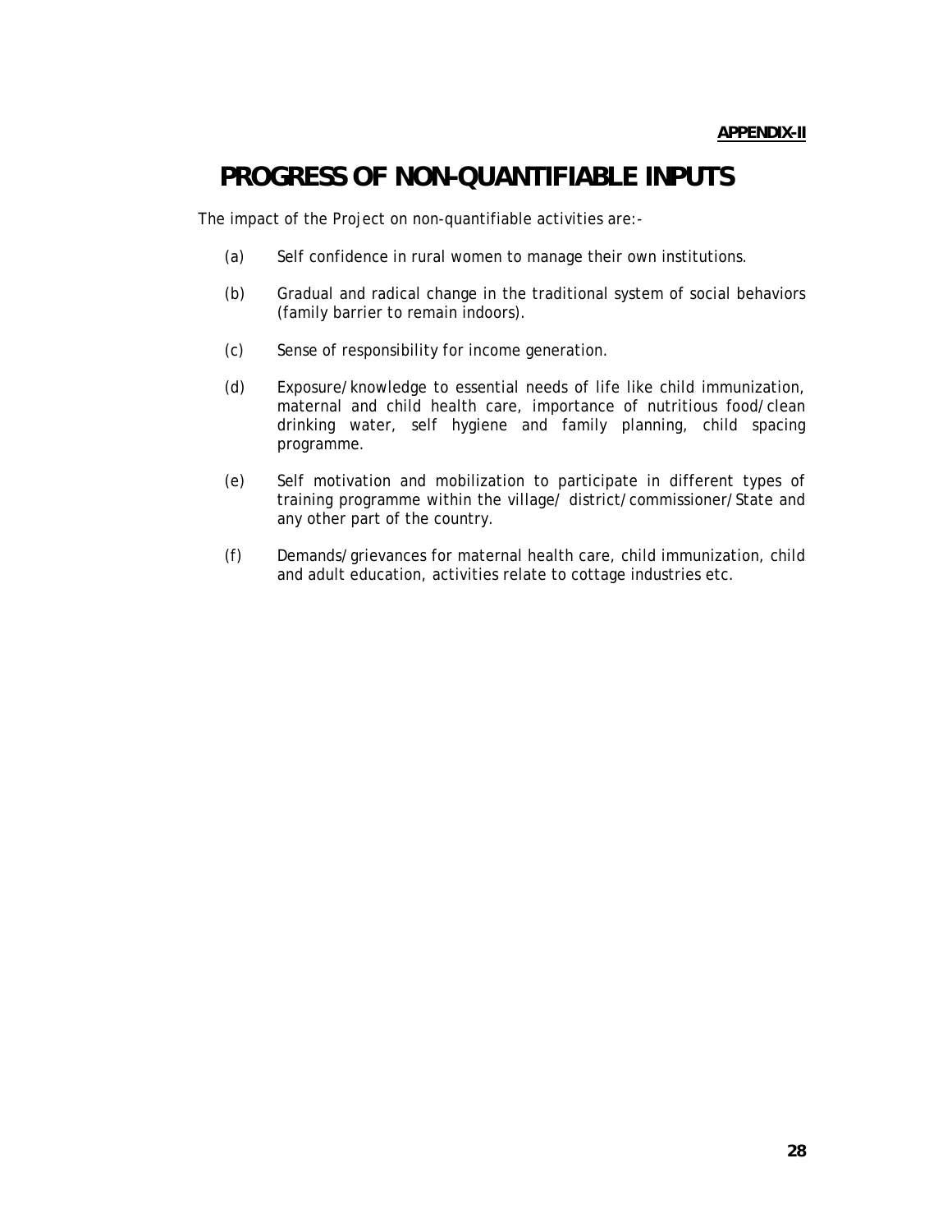**APPENDIX-II**

# PROGRESS OF NON-QUANTIFIABLE INPUTS

The impact of the Project on non-quantifiable activities are:-

(a) Self confidence in rural women to manage their own institutions.

(b) Gradual and radical change in the traditional system of social behaviors (family barrier to remain indoors).

(c) Sense of responsibility for income generation.

(d) Exposure/knowledge to essential needs of life like child immunization, maternal and child health care, importance of nutritious food/clean drinking water, self hygiene and family planning, child spacing programme.

(e) Self motivation and mobilization to participate in different types of training programme within the village/ district/commissioner/State and any other part of the country.

(f) Demands/grievances for maternal health care, child immunization, child and adult education, activities relate to cottage industries etc.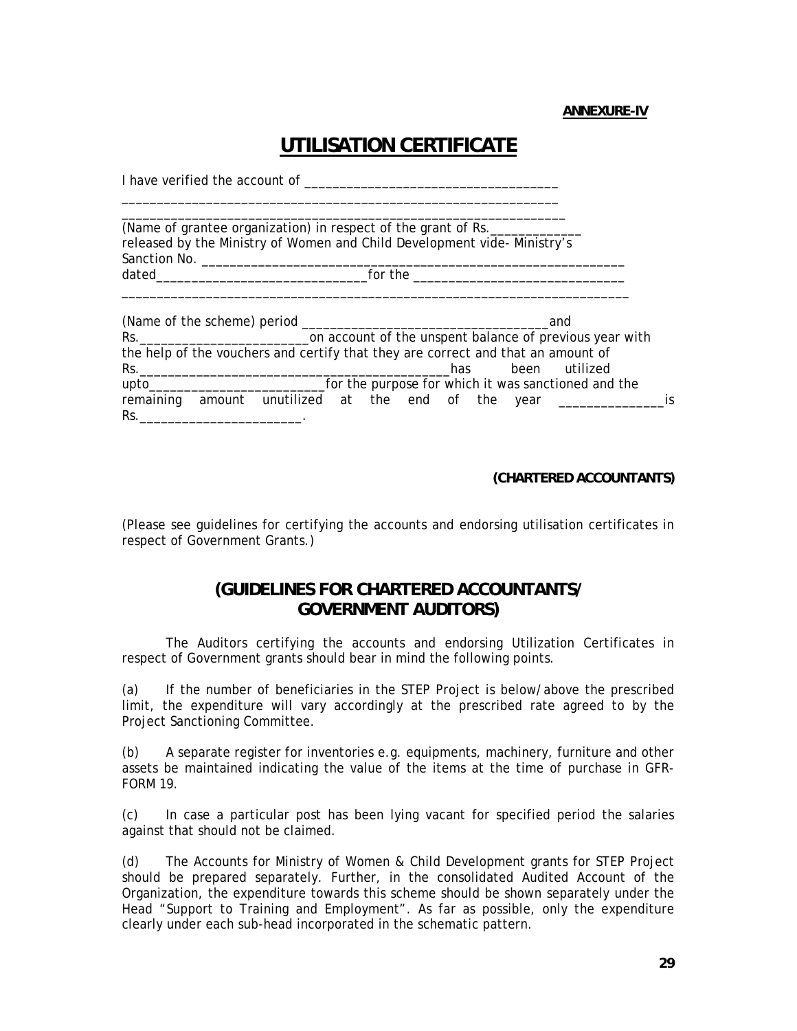**ANNEXURE-IV**

# UTILISATION CERTIFICATE

I have verified the account of ____________________________________
_______________________________________________________________
_______________________________________________________________
(Name of grantee organization) in respect of the grant of Rs.____________ released by the Ministry of Women and Child Development vide- Ministry's Sanction No. ______________________________________________________________ dated______________________________for the ______________________________
_________________________________________________________________________

(Name of the scheme) period __________________________________and Rs.________________________on account of the unspent balance of previous year with the help of the vouchers and certify that they are correct and that an amount of Rs.______________________________________________has been utilized upto________________________for the purpose for which it was sanctioned and the remaining amount unutilized at the end of the year _______________is Rs.______________________.

**(CHARTERED ACCOUNTANTS)**

(Please see guidelines for certifying the accounts and endorsing utilisation certificates in respect of Government Grants.)

## (GUIDELINES FOR CHARTERED ACCOUNTANTS/ GOVERNMENT AUDITORS)

The Auditors certifying the accounts and endorsing Utilization Certificates in respect of Government grants should bear in mind the following points.

(a) If the number of beneficiaries in the STEP Project is below/above the prescribed limit, the expenditure will vary accordingly at the prescribed rate agreed to by the Project Sanctioning Committee.

(b) A separate register for inventories e.g. equipments, machinery, furniture and other assets be maintained indicating the value of the items at the time of purchase in GFR-FORM 19.

(c) In case a particular post has been lying vacant for specified period the salaries against that should not be claimed.

(d) The Accounts for Ministry of Women & Child Development grants for STEP Project should be prepared separately. Further, in the consolidated Audited Account of the Organization, the expenditure towards this scheme should be shown separately under the Head "Support to Training and Employment". As far as possible, only the expenditure clearly under each sub-head incorporated in the schematic pattern.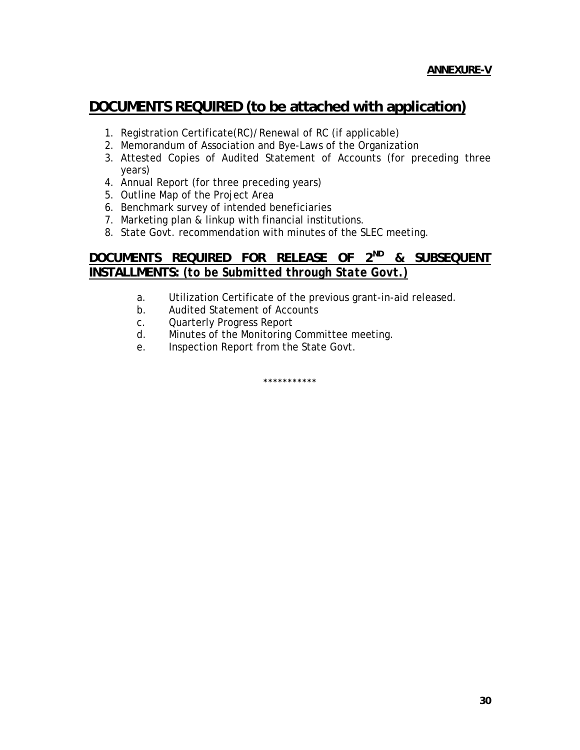**ANNEXURE-V**

# DOCUMENTS REQUIRED (to be attached with application)

1. Registration Certificate(RC)/Renewal of RC (if applicable)
2. Memorandum of Association and Bye-Laws of the Organization
3. Attested Copies of Audited Statement of Accounts (for preceding three years)
4. Annual Report (for three preceding years)
5. Outline Map of the Project Area
6. Benchmark survey of intended beneficiaries
7. Marketing plan & linkup with financial institutions.
8. State Govt. recommendation with minutes of the SLEC meeting.

## DOCUMENTS REQUIRED FOR RELEASE OF 2ND & SUBSEQUENT INSTALLMENTS: *(to be Submitted through State Govt.)*

a. Utilization Certificate of the previous grant-in-aid released.
b. Audited Statement of Accounts
c. Quarterly Progress Report
d. Minutes of the Monitoring Committee meeting.
e. Inspection Report from the State Govt.

***********